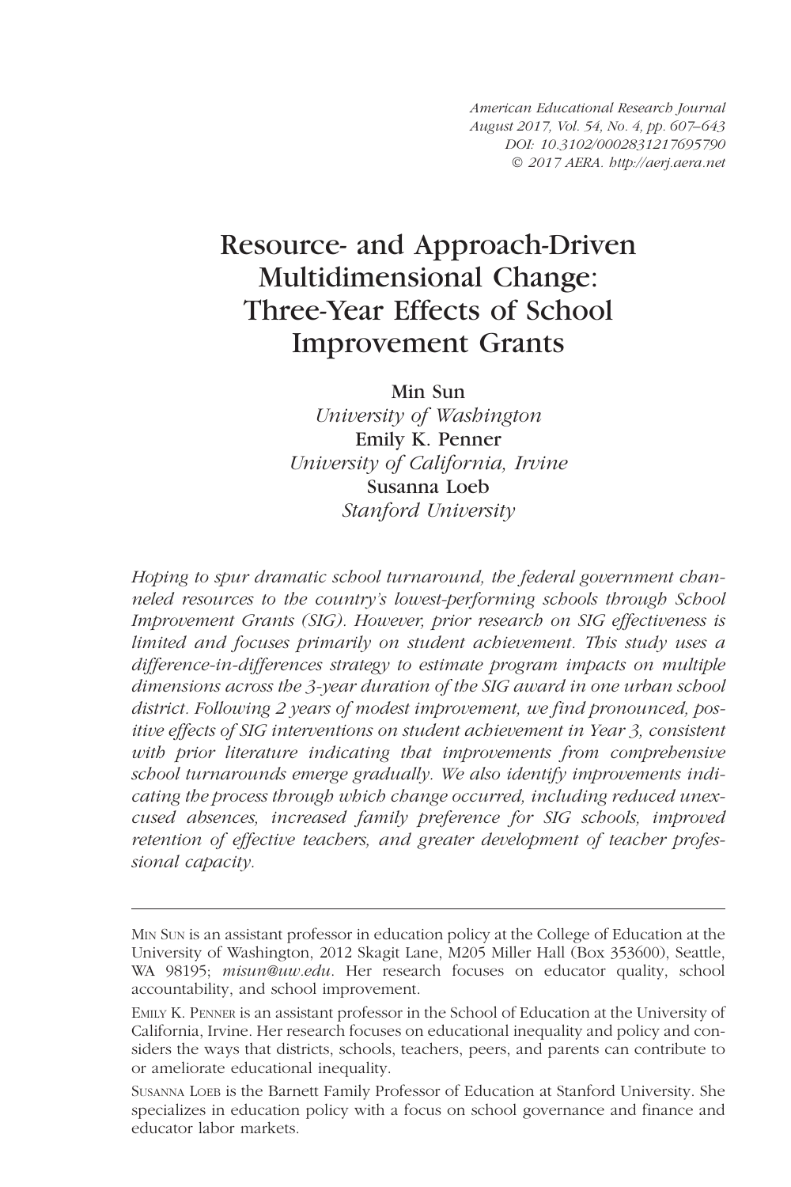*American Educational Research Journal*
*August 2017, Vol. 54, No. 4, pp. 607–643*
*DOI: 10.3102/0002831217695790*
*© 2017 AERA. http://aerj.aera.net*

# Resource- and Approach-Driven Multidimensional Change: Three-Year Effects of School Improvement Grants

Min Sun
*University of Washington*
Emily K. Penner
*University of California, Irvine*
Susanna Loeb
*Stanford University*

*Hoping to spur dramatic school turnaround, the federal government channeled resources to the country's lowest-performing schools through School Improvement Grants (SIG). However, prior research on SIG effectiveness is limited and focuses primarily on student achievement. This study uses a difference-in-differences strategy to estimate program impacts on multiple dimensions across the 3-year duration of the SIG award in one urban school district. Following 2 years of modest improvement, we find pronounced, positive effects of SIG interventions on student achievement in Year 3, consistent with prior literature indicating that improvements from comprehensive school turnarounds emerge gradually. We also identify improvements indicating the process through which change occurred, including reduced unexcused absences, increased family preference for SIG schools, improved retention of effective teachers, and greater development of teacher professional capacity.*

---

Min Sun is an assistant professor in education policy at the College of Education at the University of Washington, 2012 Skagit Lane, M205 Miller Hall (Box 353600), Seattle, WA 98195; *misun@uw.edu*. Her research focuses on educator quality, school accountability, and school improvement.

Emily K. Penner is an assistant professor in the School of Education at the University of California, Irvine. Her research focuses on educational inequality and policy and considers the ways that districts, schools, teachers, peers, and parents can contribute to or ameliorate educational inequality.

Susanna Loeb is the Barnett Family Professor of Education at Stanford University. She specializes in education policy with a focus on school governance and finance and educator labor markets.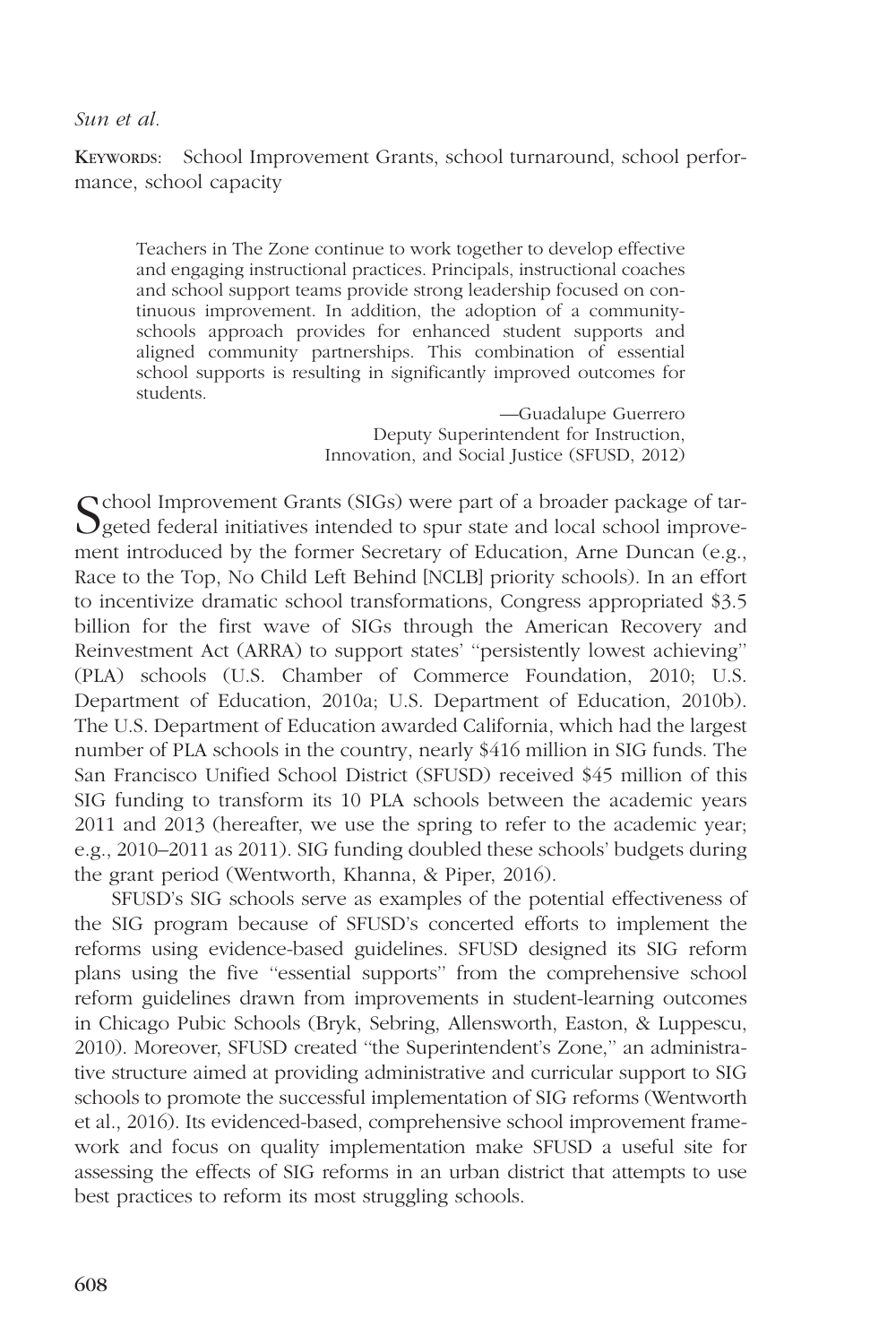**Keywords:** School Improvement Grants, school turnaround, school performance, school capacity

> Teachers in The Zone continue to work together to develop effective and engaging instructional practices. Principals, instructional coaches and school support teams provide strong leadership focused on continuous improvement. In addition, the adoption of a community-schools approach provides for enhanced student supports and aligned community partnerships. This combination of essential school supports is resulting in significantly improved outcomes for students.
>
> —Guadalupe Guerrero
> Deputy Superintendent for Instruction, Innovation, and Social Justice (SFUSD, 2012)

School Improvement Grants (SIGs) were part of a broader package of targeted federal initiatives intended to spur state and local school improvement introduced by the former Secretary of Education, Arne Duncan (e.g., Race to the Top, No Child Left Behind [NCLB] priority schools). In an effort to incentivize dramatic school transformations, Congress appropriated $3.5 billion for the first wave of SIGs through the American Recovery and Reinvestment Act (ARRA) to support states' "persistently lowest achieving" (PLA) schools (U.S. Chamber of Commerce Foundation, 2010; U.S. Department of Education, 2010a; U.S. Department of Education, 2010b). The U.S. Department of Education awarded California, which had the largest number of PLA schools in the country, nearly $416 million in SIG funds. The San Francisco Unified School District (SFUSD) received $45 million of this SIG funding to transform its 10 PLA schools between the academic years 2011 and 2013 (hereafter, we use the spring to refer to the academic year; e.g., 2010–2011 as 2011). SIG funding doubled these schools' budgets during the grant period (Wentworth, Khanna, & Piper, 2016).

SFUSD's SIG schools serve as examples of the potential effectiveness of the SIG program because of SFUSD's concerted efforts to implement the reforms using evidence-based guidelines. SFUSD designed its SIG reform plans using the five "essential supports" from the comprehensive school reform guidelines drawn from improvements in student-learning outcomes in Chicago Pubic Schools (Bryk, Sebring, Allensworth, Easton, & Luppescu, 2010). Moreover, SFUSD created "the Superintendent's Zone," an administrative structure aimed at providing administrative and curricular support to SIG schools to promote the successful implementation of SIG reforms (Wentworth et al., 2016). Its evidenced-based, comprehensive school improvement framework and focus on quality implementation make SFUSD a useful site for assessing the effects of SIG reforms in an urban district that attempts to use best practices to reform its most struggling schools.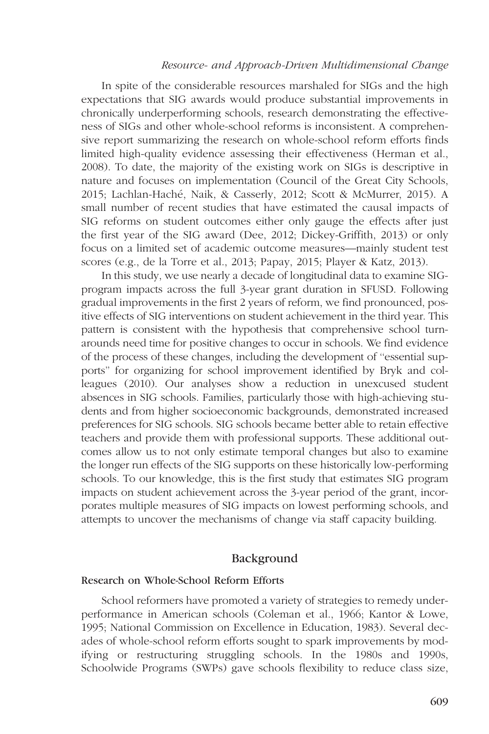In spite of the considerable resources marshaled for SIGs and the high expectations that SIG awards would produce substantial improvements in chronically underperforming schools, research demonstrating the effectiveness of SIGs and other whole-school reforms is inconsistent. A comprehensive report summarizing the research on whole-school reform efforts finds limited high-quality evidence assessing their effectiveness (Herman et al., 2008). To date, the majority of the existing work on SIGs is descriptive in nature and focuses on implementation (Council of the Great City Schools, 2015; Lachlan-Haché, Naik, & Casserly, 2012; Scott & McMurrer, 2015). A small number of recent studies that have estimated the causal impacts of SIG reforms on student outcomes either only gauge the effects after just the first year of the SIG award (Dee, 2012; Dickey-Griffith, 2013) or only focus on a limited set of academic outcome measures—mainly student test scores (e.g., de la Torre et al., 2013; Papay, 2015; Player & Katz, 2013).

In this study, we use nearly a decade of longitudinal data to examine SIG-program impacts across the full 3-year grant duration in SFUSD. Following gradual improvements in the first 2 years of reform, we find pronounced, positive effects of SIG interventions on student achievement in the third year. This pattern is consistent with the hypothesis that comprehensive school turnarounds need time for positive changes to occur in schools. We find evidence of the process of these changes, including the development of "essential supports" for organizing for school improvement identified by Bryk and colleagues (2010). Our analyses show a reduction in unexcused student absences in SIG schools. Families, particularly those with high-achieving students and from higher socioeconomic backgrounds, demonstrated increased preferences for SIG schools. SIG schools became better able to retain effective teachers and provide them with professional supports. These additional outcomes allow us to not only estimate temporal changes but also to examine the longer run effects of the SIG supports on these historically low-performing schools. To our knowledge, this is the first study that estimates SIG program impacts on student achievement across the 3-year period of the grant, incorporates multiple measures of SIG impacts on lowest performing schools, and attempts to uncover the mechanisms of change via staff capacity building.

## Background

### Research on Whole-School Reform Efforts

School reformers have promoted a variety of strategies to remedy underperformance in American schools (Coleman et al., 1966; Kantor & Lowe, 1995; National Commission on Excellence in Education, 1983). Several decades of whole-school reform efforts sought to spark improvements by modifying or restructuring struggling schools. In the 1980s and 1990s, Schoolwide Programs (SWPs) gave schools flexibility to reduce class size,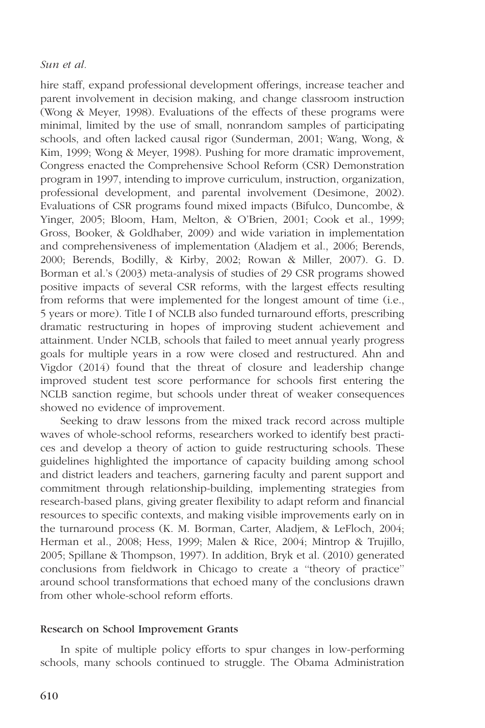hire staff, expand professional development offerings, increase teacher and parent involvement in decision making, and change classroom instruction (Wong & Meyer, 1998). Evaluations of the effects of these programs were minimal, limited by the use of small, nonrandom samples of participating schools, and often lacked causal rigor (Sunderman, 2001; Wang, Wong, & Kim, 1999; Wong & Meyer, 1998). Pushing for more dramatic improvement, Congress enacted the Comprehensive School Reform (CSR) Demonstration program in 1997, intending to improve curriculum, instruction, organization, professional development, and parental involvement (Desimone, 2002). Evaluations of CSR programs found mixed impacts (Bifulco, Duncombe, & Yinger, 2005; Bloom, Ham, Melton, & O'Brien, 2001; Cook et al., 1999; Gross, Booker, & Goldhaber, 2009) and wide variation in implementation and comprehensiveness of implementation (Aladjem et al., 2006; Berends, 2000; Berends, Bodilly, & Kirby, 2002; Rowan & Miller, 2007). G. D. Borman et al.'s (2003) meta-analysis of studies of 29 CSR programs showed positive impacts of several CSR reforms, with the largest effects resulting from reforms that were implemented for the longest amount of time (i.e., 5 years or more). Title I of NCLB also funded turnaround efforts, prescribing dramatic restructuring in hopes of improving student achievement and attainment. Under NCLB, schools that failed to meet annual yearly progress goals for multiple years in a row were closed and restructured. Ahn and Vigdor (2014) found that the threat of closure and leadership change improved student test score performance for schools first entering the NCLB sanction regime, but schools under threat of weaker consequences showed no evidence of improvement.

Seeking to draw lessons from the mixed track record across multiple waves of whole-school reforms, researchers worked to identify best practices and develop a theory of action to guide restructuring schools. These guidelines highlighted the importance of capacity building among school and district leaders and teachers, garnering faculty and parent support and commitment through relationship-building, implementing strategies from research-based plans, giving greater flexibility to adapt reform and financial resources to specific contexts, and making visible improvements early on in the turnaround process (K. M. Borman, Carter, Aladjem, & LeFloch, 2004; Herman et al., 2008; Hess, 1999; Malen & Rice, 2004; Mintrop & Trujillo, 2005; Spillane & Thompson, 1997). In addition, Bryk et al. (2010) generated conclusions from fieldwork in Chicago to create a "theory of practice" around school transformations that echoed many of the conclusions drawn from other whole-school reform efforts.

### Research on School Improvement Grants

In spite of multiple policy efforts to spur changes in low-performing schools, many schools continued to struggle. The Obama Administration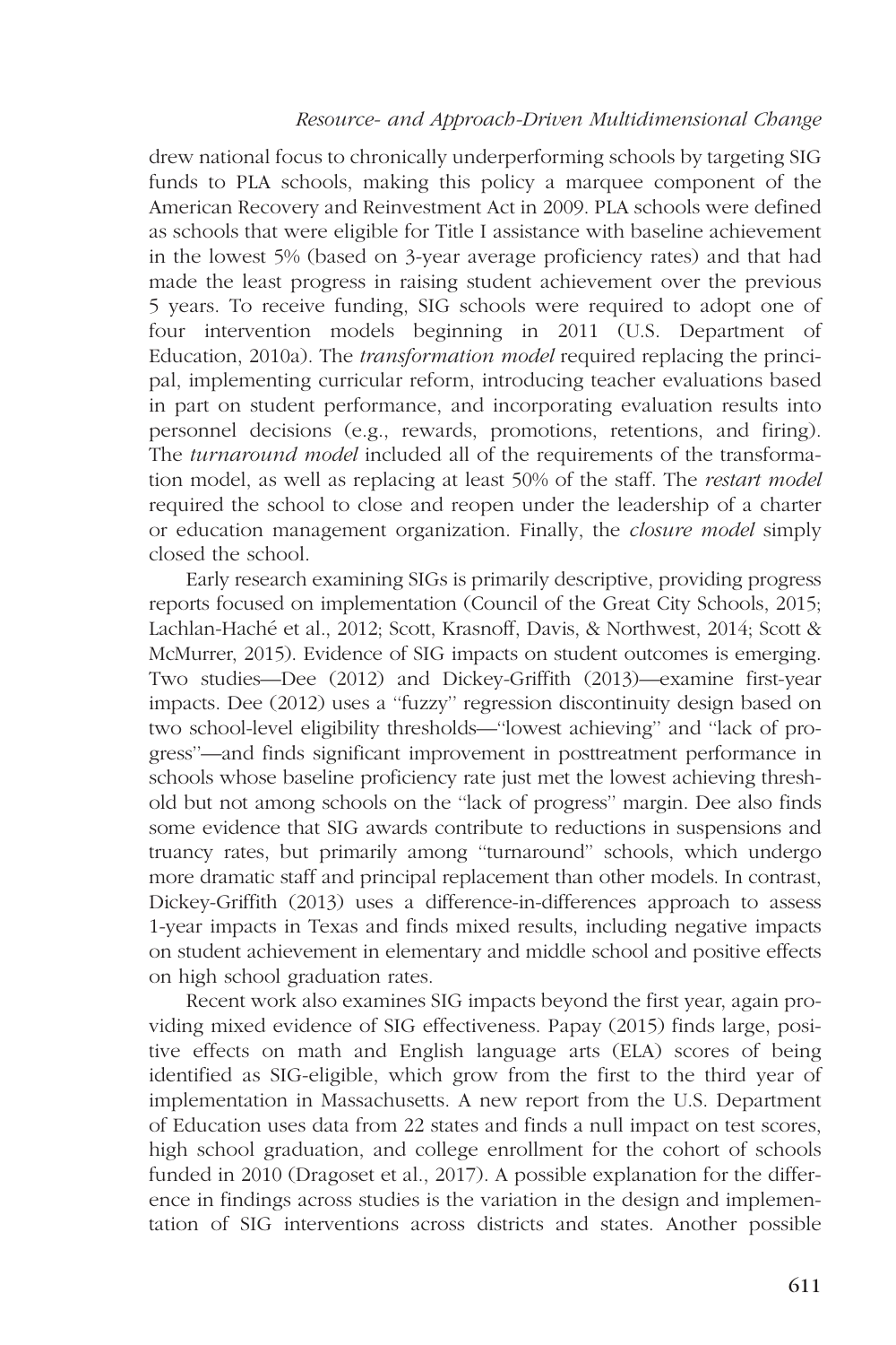drew national focus to chronically underperforming schools by targeting SIG funds to PLA schools, making this policy a marquee component of the American Recovery and Reinvestment Act in 2009. PLA schools were defined as schools that were eligible for Title I assistance with baseline achievement in the lowest 5% (based on 3-year average proficiency rates) and that had made the least progress in raising student achievement over the previous 5 years. To receive funding, SIG schools were required to adopt one of four intervention models beginning in 2011 (U.S. Department of Education, 2010a). The *transformation model* required replacing the principal, implementing curricular reform, introducing teacher evaluations based in part on student performance, and incorporating evaluation results into personnel decisions (e.g., rewards, promotions, retentions, and firing). The *turnaround model* included all of the requirements of the transformation model, as well as replacing at least 50% of the staff. The *restart model* required the school to close and reopen under the leadership of a charter or education management organization. Finally, the *closure model* simply closed the school.

Early research examining SIGs is primarily descriptive, providing progress reports focused on implementation (Council of the Great City Schools, 2015; Lachlan-Haché et al., 2012; Scott, Krasnoff, Davis, & Northwest, 2014; Scott & McMurrer, 2015). Evidence of SIG impacts on student outcomes is emerging. Two studies—Dee (2012) and Dickey-Griffith (2013)—examine first-year impacts. Dee (2012) uses a "fuzzy" regression discontinuity design based on two school-level eligibility thresholds—"lowest achieving" and "lack of progress"—and finds significant improvement in posttreatment performance in schools whose baseline proficiency rate just met the lowest achieving threshold but not among schools on the "lack of progress" margin. Dee also finds some evidence that SIG awards contribute to reductions in suspensions and truancy rates, but primarily among "turnaround" schools, which undergo more dramatic staff and principal replacement than other models. In contrast, Dickey-Griffith (2013) uses a difference-in-differences approach to assess 1-year impacts in Texas and finds mixed results, including negative impacts on student achievement in elementary and middle school and positive effects on high school graduation rates.

Recent work also examines SIG impacts beyond the first year, again providing mixed evidence of SIG effectiveness. Papay (2015) finds large, positive effects on math and English language arts (ELA) scores of being identified as SIG-eligible, which grow from the first to the third year of implementation in Massachusetts. A new report from the U.S. Department of Education uses data from 22 states and finds a null impact on test scores, high school graduation, and college enrollment for the cohort of schools funded in 2010 (Dragoset et al., 2017). A possible explanation for the difference in findings across studies is the variation in the design and implementation of SIG interventions across districts and states. Another possible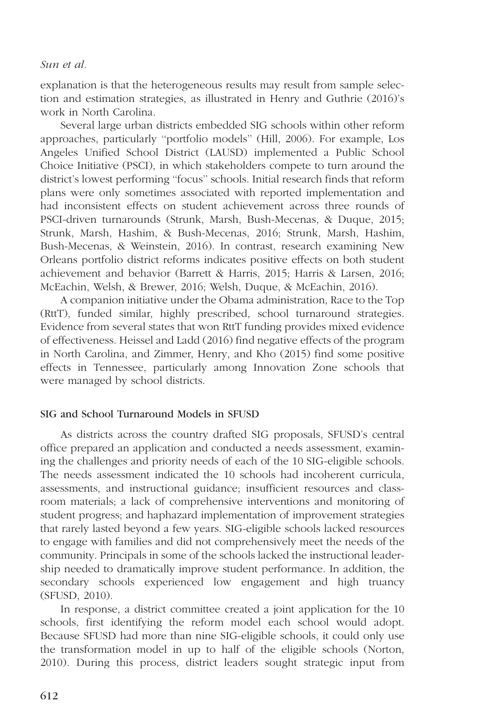explanation is that the heterogeneous results may result from sample selection and estimation strategies, as illustrated in Henry and Guthrie (2016)'s work in North Carolina.

Several large urban districts embedded SIG schools within other reform approaches, particularly "portfolio models" (Hill, 2006). For example, Los Angeles Unified School District (LAUSD) implemented a Public School Choice Initiative (PSCI), in which stakeholders compete to turn around the district's lowest performing "focus" schools. Initial research finds that reform plans were only sometimes associated with reported implementation and had inconsistent effects on student achievement across three rounds of PSCI-driven turnarounds (Strunk, Marsh, Bush-Mecenas, & Duque, 2015; Strunk, Marsh, Hashim, & Bush-Mecenas, 2016; Strunk, Marsh, Hashim, Bush-Mecenas, & Weinstein, 2016). In contrast, research examining New Orleans portfolio district reforms indicates positive effects on both student achievement and behavior (Barrett & Harris, 2015; Harris & Larsen, 2016; McEachin, Welsh, & Brewer, 2016; Welsh, Duque, & McEachin, 2016).

A companion initiative under the Obama administration, Race to the Top (RttT), funded similar, highly prescribed, school turnaround strategies. Evidence from several states that won RttT funding provides mixed evidence of effectiveness. Heissel and Ladd (2016) find negative effects of the program in North Carolina, and Zimmer, Henry, and Kho (2015) find some positive effects in Tennessee, particularly among Innovation Zone schools that were managed by school districts.

## SIG and School Turnaround Models in SFUSD

As districts across the country drafted SIG proposals, SFUSD's central office prepared an application and conducted a needs assessment, examining the challenges and priority needs of each of the 10 SIG-eligible schools. The needs assessment indicated the 10 schools had incoherent curricula, assessments, and instructional guidance; insufficient resources and classroom materials; a lack of comprehensive interventions and monitoring of student progress; and haphazard implementation of improvement strategies that rarely lasted beyond a few years. SIG-eligible schools lacked resources to engage with families and did not comprehensively meet the needs of the community. Principals in some of the schools lacked the instructional leadership needed to dramatically improve student performance. In addition, the secondary schools experienced low engagement and high truancy (SFUSD, 2010).

In response, a district committee created a joint application for the 10 schools, first identifying the reform model each school would adopt. Because SFUSD had more than nine SIG-eligible schools, it could only use the transformation model in up to half of the eligible schools (Norton, 2010). During this process, district leaders sought strategic input from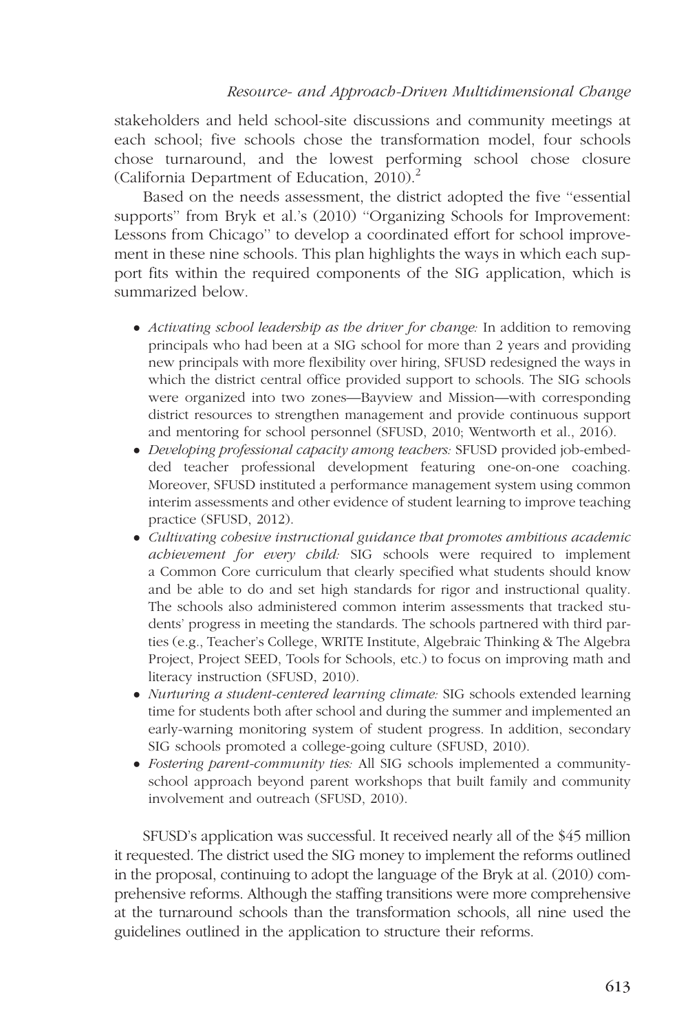stakeholders and held school-site discussions and community meetings at each school; five schools chose the transformation model, four schools chose turnaround, and the lowest performing school chose closure (California Department of Education, 2010).[2]

Based on the needs assessment, the district adopted the five "essential supports" from Bryk et al.'s (2010) "Organizing Schools for Improvement: Lessons from Chicago" to develop a coordinated effort for school improvement in these nine schools. This plan highlights the ways in which each support fits within the required components of the SIG application, which is summarized below.

- *Activating school leadership as the driver for change:* In addition to removing principals who had been at a SIG school for more than 2 years and providing new principals with more flexibility over hiring, SFUSD redesigned the ways in which the district central office provided support to schools. The SIG schools were organized into two zones—Bayview and Mission—with corresponding district resources to strengthen management and provide continuous support and mentoring for school personnel (SFUSD, 2010; Wentworth et al., 2016).
- *Developing professional capacity among teachers:* SFUSD provided job-embedded teacher professional development featuring one-on-one coaching. Moreover, SFUSD instituted a performance management system using common interim assessments and other evidence of student learning to improve teaching practice (SFUSD, 2012).
- *Cultivating cohesive instructional guidance that promotes ambitious academic achievement for every child:* SIG schools were required to implement a Common Core curriculum that clearly specified what students should know and be able to do and set high standards for rigor and instructional quality. The schools also administered common interim assessments that tracked students' progress in meeting the standards. The schools partnered with third parties (e.g., Teacher's College, WRITE Institute, Algebraic Thinking & The Algebra Project, Project SEED, Tools for Schools, etc.) to focus on improving math and literacy instruction (SFUSD, 2010).
- *Nurturing a student-centered learning climate:* SIG schools extended learning time for students both after school and during the summer and implemented an early-warning monitoring system of student progress. In addition, secondary SIG schools promoted a college-going culture (SFUSD, 2010).
- *Fostering parent-community ties:* All SIG schools implemented a community-school approach beyond parent workshops that built family and community involvement and outreach (SFUSD, 2010).

SFUSD's application was successful. It received nearly all of the $45 million it requested. The district used the SIG money to implement the reforms outlined in the proposal, continuing to adopt the language of the Bryk at al. (2010) comprehensive reforms. Although the staffing transitions were more comprehensive at the turnaround schools than the transformation schools, all nine used the guidelines outlined in the application to structure their reforms.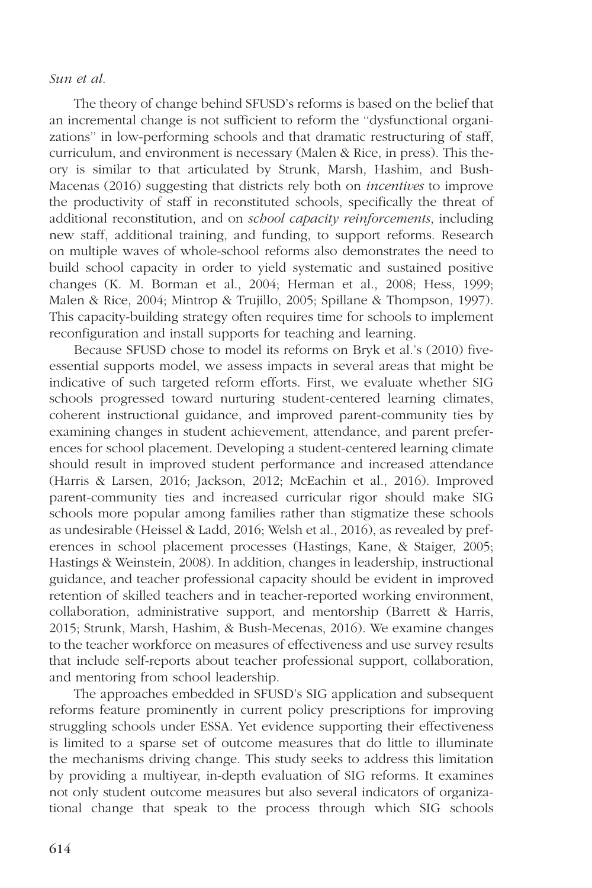The theory of change behind SFUSD's reforms is based on the belief that an incremental change is not sufficient to reform the "dysfunctional organizations" in low-performing schools and that dramatic restructuring of staff, curriculum, and environment is necessary (Malen & Rice, in press). This theory is similar to that articulated by Strunk, Marsh, Hashim, and Bush-Macenas (2016) suggesting that districts rely both on *incentives* to improve the productivity of staff in reconstituted schools, specifically the threat of additional reconstitution, and on *school capacity reinforcements*, including new staff, additional training, and funding, to support reforms. Research on multiple waves of whole-school reforms also demonstrates the need to build school capacity in order to yield systematic and sustained positive changes (K. M. Borman et al., 2004; Herman et al., 2008; Hess, 1999; Malen & Rice, 2004; Mintrop & Trujillo, 2005; Spillane & Thompson, 1997). This capacity-building strategy often requires time for schools to implement reconfiguration and install supports for teaching and learning.

Because SFUSD chose to model its reforms on Bryk et al.'s (2010) five-essential supports model, we assess impacts in several areas that might be indicative of such targeted reform efforts. First, we evaluate whether SIG schools progressed toward nurturing student-centered learning climates, coherent instructional guidance, and improved parent-community ties by examining changes in student achievement, attendance, and parent preferences for school placement. Developing a student-centered learning climate should result in improved student performance and increased attendance (Harris & Larsen, 2016; Jackson, 2012; McEachin et al., 2016). Improved parent-community ties and increased curricular rigor should make SIG schools more popular among families rather than stigmatize these schools as undesirable (Heissel & Ladd, 2016; Welsh et al., 2016), as revealed by preferences in school placement processes (Hastings, Kane, & Staiger, 2005; Hastings & Weinstein, 2008). In addition, changes in leadership, instructional guidance, and teacher professional capacity should be evident in improved retention of skilled teachers and in teacher-reported working environment, collaboration, administrative support, and mentorship (Barrett & Harris, 2015; Strunk, Marsh, Hashim, & Bush-Mecenas, 2016). We examine changes to the teacher workforce on measures of effectiveness and use survey results that include self-reports about teacher professional support, collaboration, and mentoring from school leadership.

The approaches embedded in SFUSD's SIG application and subsequent reforms feature prominently in current policy prescriptions for improving struggling schools under ESSA. Yet evidence supporting their effectiveness is limited to a sparse set of outcome measures that do little to illuminate the mechanisms driving change. This study seeks to address this limitation by providing a multiyear, in-depth evaluation of SIG reforms. It examines not only student outcome measures but also several indicators of organizational change that speak to the process through which SIG schools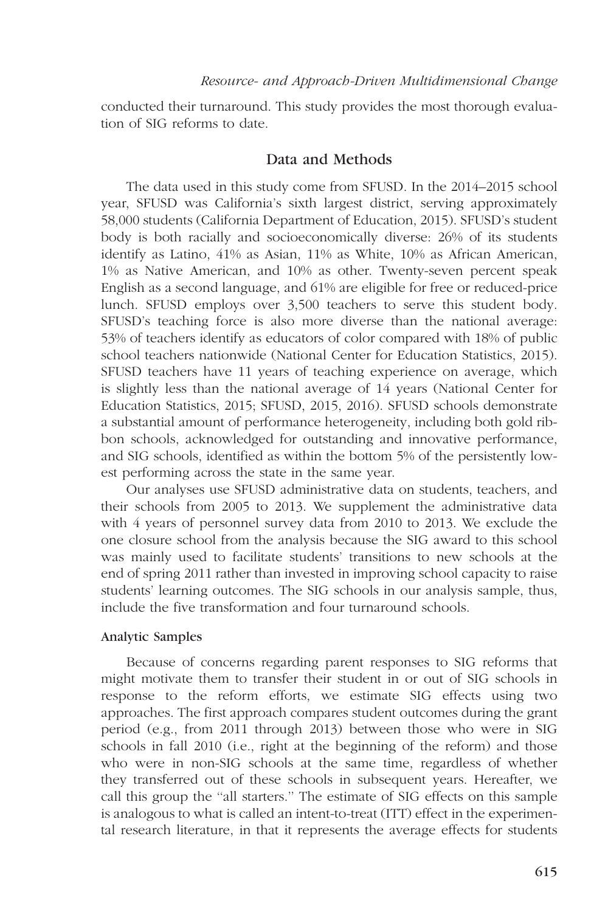conducted their turnaround. This study provides the most thorough evaluation of SIG reforms to date.

## Data and Methods

The data used in this study come from SFUSD. In the 2014–2015 school year, SFUSD was California's sixth largest district, serving approximately 58,000 students (California Department of Education, 2015). SFUSD's student body is both racially and socioeconomically diverse: 26% of its students identify as Latino, 41% as Asian, 11% as White, 10% as African American, 1% as Native American, and 10% as other. Twenty-seven percent speak English as a second language, and 61% are eligible for free or reduced-price lunch. SFUSD employs over 3,500 teachers to serve this student body. SFUSD's teaching force is also more diverse than the national average: 53% of teachers identify as educators of color compared with 18% of public school teachers nationwide (National Center for Education Statistics, 2015). SFUSD teachers have 11 years of teaching experience on average, which is slightly less than the national average of 14 years (National Center for Education Statistics, 2015; SFUSD, 2015, 2016). SFUSD schools demonstrate a substantial amount of performance heterogeneity, including both gold ribbon schools, acknowledged for outstanding and innovative performance, and SIG schools, identified as within the bottom 5% of the persistently lowest performing across the state in the same year.

Our analyses use SFUSD administrative data on students, teachers, and their schools from 2005 to 2013. We supplement the administrative data with 4 years of personnel survey data from 2010 to 2013. We exclude the one closure school from the analysis because the SIG award to this school was mainly used to facilitate students' transitions to new schools at the end of spring 2011 rather than invested in improving school capacity to raise students' learning outcomes. The SIG schools in our analysis sample, thus, include the five transformation and four turnaround schools.

### Analytic Samples

Because of concerns regarding parent responses to SIG reforms that might motivate them to transfer their student in or out of SIG schools in response to the reform efforts, we estimate SIG effects using two approaches. The first approach compares student outcomes during the grant period (e.g., from 2011 through 2013) between those who were in SIG schools in fall 2010 (i.e., right at the beginning of the reform) and those who were in non-SIG schools at the same time, regardless of whether they transferred out of these schools in subsequent years. Hereafter, we call this group the "all starters." The estimate of SIG effects on this sample is analogous to what is called an intent-to-treat (ITT) effect in the experimental research literature, in that it represents the average effects for students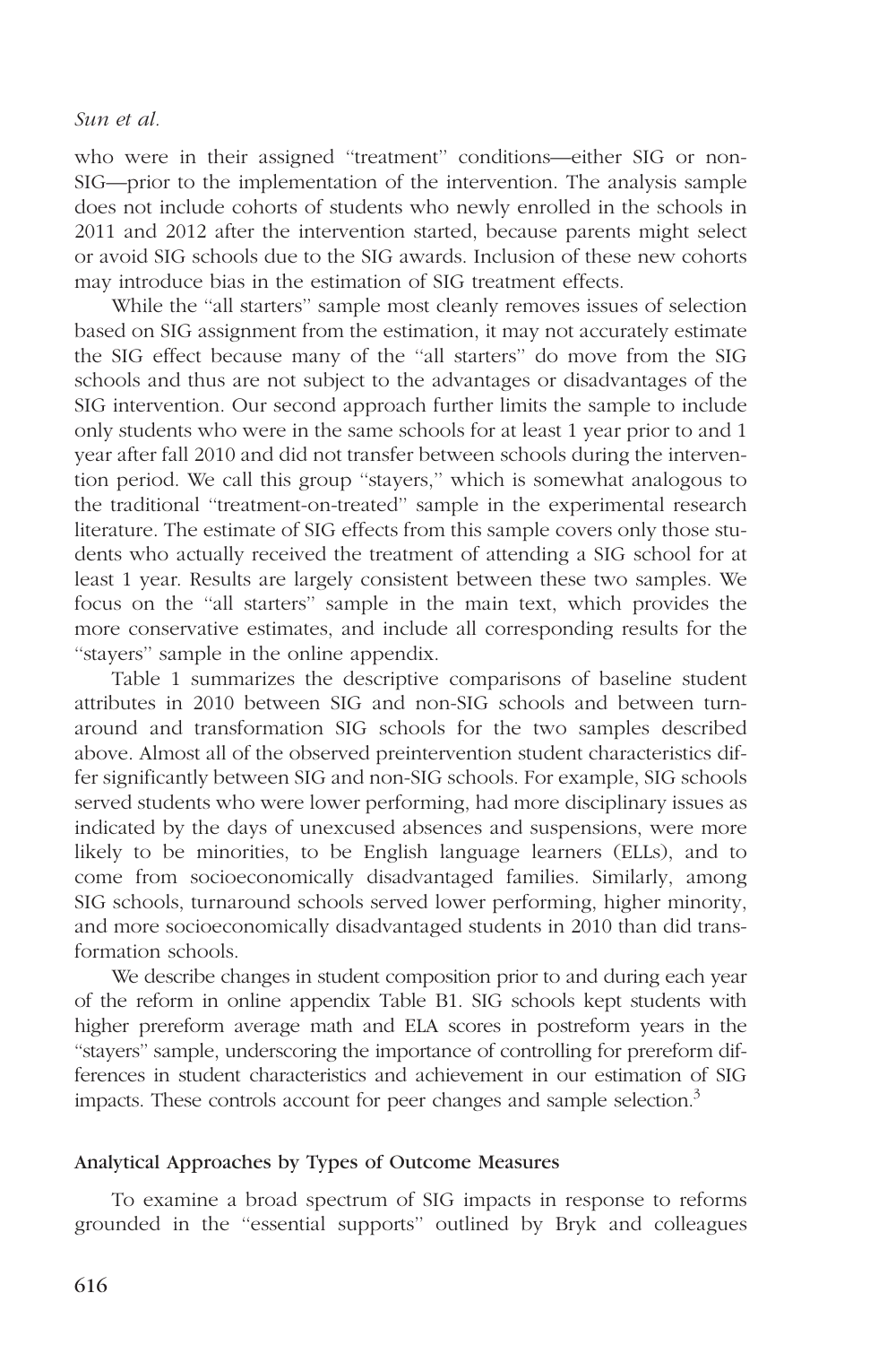who were in their assigned "treatment" conditions—either SIG or non-SIG—prior to the implementation of the intervention. The analysis sample does not include cohorts of students who newly enrolled in the schools in 2011 and 2012 after the intervention started, because parents might select or avoid SIG schools due to the SIG awards. Inclusion of these new cohorts may introduce bias in the estimation of SIG treatment effects.

While the "all starters" sample most cleanly removes issues of selection based on SIG assignment from the estimation, it may not accurately estimate the SIG effect because many of the "all starters" do move from the SIG schools and thus are not subject to the advantages or disadvantages of the SIG intervention. Our second approach further limits the sample to include only students who were in the same schools for at least 1 year prior to and 1 year after fall 2010 and did not transfer between schools during the intervention period. We call this group "stayers," which is somewhat analogous to the traditional "treatment-on-treated" sample in the experimental research literature. The estimate of SIG effects from this sample covers only those students who actually received the treatment of attending a SIG school for at least 1 year. Results are largely consistent between these two samples. We focus on the "all starters" sample in the main text, which provides the more conservative estimates, and include all corresponding results for the "stayers" sample in the online appendix.

Table 1 summarizes the descriptive comparisons of baseline student attributes in 2010 between SIG and non-SIG schools and between turnaround and transformation SIG schools for the two samples described above. Almost all of the observed preintervention student characteristics differ significantly between SIG and non-SIG schools. For example, SIG schools served students who were lower performing, had more disciplinary issues as indicated by the days of unexcused absences and suspensions, were more likely to be minorities, to be English language learners (ELLs), and to come from socioeconomically disadvantaged families. Similarly, among SIG schools, turnaround schools served lower performing, higher minority, and more socioeconomically disadvantaged students in 2010 than did transformation schools.

We describe changes in student composition prior to and during each year of the reform in online appendix Table B1. SIG schools kept students with higher prereform average math and ELA scores in postreform years in the "stayers" sample, underscoring the importance of controlling for prereform differences in student characteristics and achievement in our estimation of SIG impacts. These controls account for peer changes and sample selection.[3]

### Analytical Approaches by Types of Outcome Measures

To examine a broad spectrum of SIG impacts in response to reforms grounded in the "essential supports" outlined by Bryk and colleagues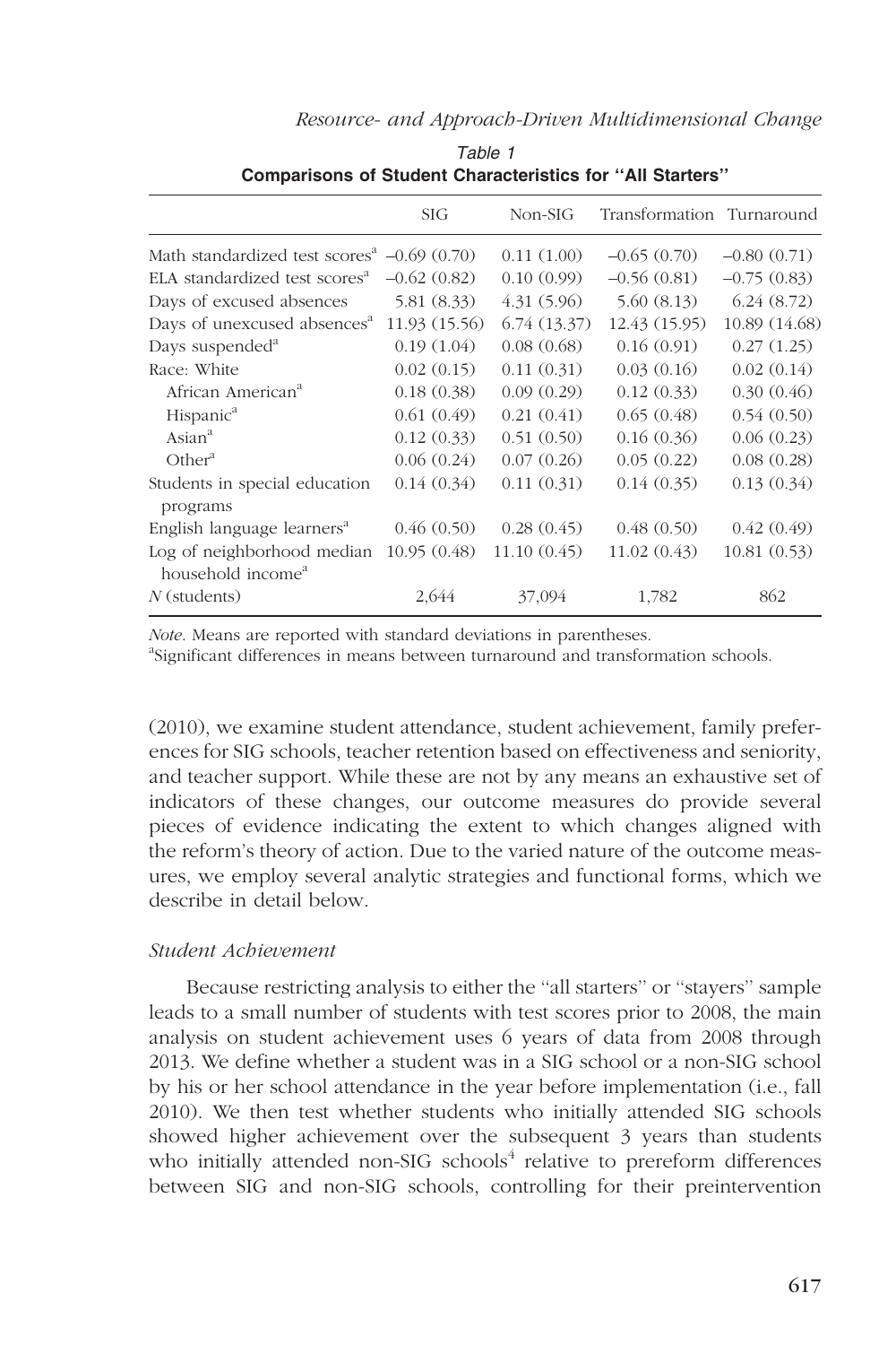Table 1

**Comparisons of Student Characteristics for "All Starters"**

| | SIG | Non-SIG | Transformation | Turnaround |
|---|---|---|---|---|
| Math standardized test scores[a] | –0.69 (0.70) | 0.11 (1.00) | –0.65 (0.70) | –0.80 (0.71) |
| ELA standardized test scores[a] | –0.62 (0.82) | 0.10 (0.99) | –0.56 (0.81) | –0.75 (0.83) |
| Days of excused absences | 5.81 (8.33) | 4.31 (5.96) | 5.60 (8.13) | 6.24 (8.72) |
| Days of unexcused absences[a] | 11.93 (15.56) | 6.74 (13.37) | 12.43 (15.95) | 10.89 (14.68) |
| Days suspended[a] | 0.19 (1.04) | 0.08 (0.68) | 0.16 (0.91) | 0.27 (1.25) |
| Race: White | 0.02 (0.15) | 0.11 (0.31) | 0.03 (0.16) | 0.02 (0.14) |
| African American[a] | 0.18 (0.38) | 0.09 (0.29) | 0.12 (0.33) | 0.30 (0.46) |
| Hispanic[a] | 0.61 (0.49) | 0.21 (0.41) | 0.65 (0.48) | 0.54 (0.50) |
| Asian[a] | 0.12 (0.33) | 0.51 (0.50) | 0.16 (0.36) | 0.06 (0.23) |
| Other[a] | 0.06 (0.24) | 0.07 (0.26) | 0.05 (0.22) | 0.08 (0.28) |
| Students in special education programs | 0.14 (0.34) | 0.11 (0.31) | 0.14 (0.35) | 0.13 (0.34) |
| English language learners[a] | 0.46 (0.50) | 0.28 (0.45) | 0.48 (0.50) | 0.42 (0.49) |
| Log of neighborhood median household income[a] | 10.95 (0.48) | 11.10 (0.45) | 11.02 (0.43) | 10.81 (0.53) |
| *N* (students) | 2,644 | 37,094 | 1,782 | 862 |

*Note*. Means are reported with standard deviations in parentheses.
[a]Significant differences in means between turnaround and transformation schools.

(2010), we examine student attendance, student achievement, family preferences for SIG schools, teacher retention based on effectiveness and seniority, and teacher support. While these are not by any means an exhaustive set of indicators of these changes, our outcome measures do provide several pieces of evidence indicating the extent to which changes aligned with the reform's theory of action. Due to the varied nature of the outcome measures, we employ several analytic strategies and functional forms, which we describe in detail below.

*Student Achievement*

Because restricting analysis to either the "all starters" or "stayers" sample leads to a small number of students with test scores prior to 2008, the main analysis on student achievement uses 6 years of data from 2008 through 2013. We define whether a student was in a SIG school or a non-SIG school by his or her school attendance in the year before implementation (i.e., fall 2010). We then test whether students who initially attended SIG schools showed higher achievement over the subsequent 3 years than students who initially attended non-SIG schools[4] relative to prereform differences between SIG and non-SIG schools, controlling for their preintervention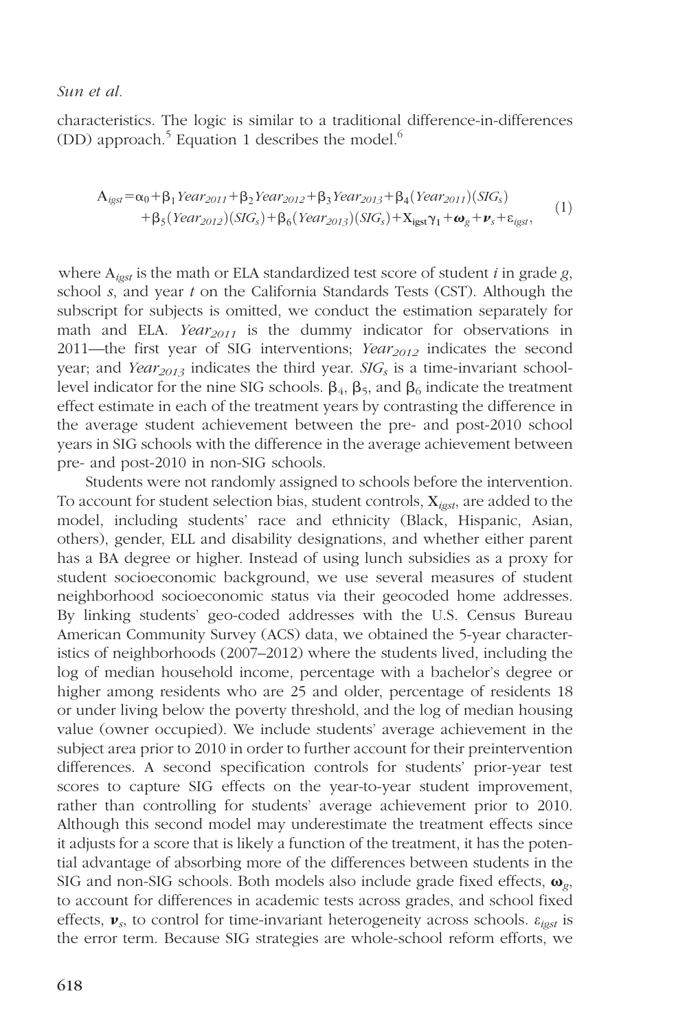characteristics. The logic is similar to a traditional difference-in-differences (DD) approach.[5] Equation 1 describes the model.[6]

$$A_{igst} = \alpha_0 + \beta_1 Year_{2011} + \beta_2 Year_{2012} + \beta_3 Year_{2013} + \beta_4 (Year_{2011})(SIG_s) + \beta_5 (Year_{2012})(SIG_s) + \beta_6 (Year_{2013})(SIG_s) + \mathbf{X}_{\mathbf{igst}}\gamma_1 + \boldsymbol{\omega}_g + \boldsymbol{\nu}_s + \varepsilon_{igst}, \quad (1)$$

where $A_{igst}$ is the math or ELA standardized test score of student $i$ in grade $g$, school $s$, and year $t$ on the California Standards Tests (CST). Although the subscript for subjects is omitted, we conduct the estimation separately for math and ELA. $Year_{2011}$ is the dummy indicator for observations in 2011—the first year of SIG interventions; $Year_{2012}$ indicates the second year; and $Year_{2013}$ indicates the third year. $SIG_s$ is a time-invariant school-level indicator for the nine SIG schools. $\beta_4$, $\beta_5$, and $\beta_6$ indicate the treatment effect estimate in each of the treatment years by contrasting the difference in the average student achievement between the pre- and post-2010 school years in SIG schools with the difference in the average achievement between pre- and post-2010 in non-SIG schools.

Students were not randomly assigned to schools before the intervention. To account for student selection bias, student controls, $\mathbf{X}_{igst}$, are added to the model, including students' race and ethnicity (Black, Hispanic, Asian, others), gender, ELL and disability designations, and whether either parent has a BA degree or higher. Instead of using lunch subsidies as a proxy for student socioeconomic background, we use several measures of student neighborhood socioeconomic status via their geocoded home addresses. By linking students' geo-coded addresses with the U.S. Census Bureau American Community Survey (ACS) data, we obtained the 5-year characteristics of neighborhoods (2007–2012) where the students lived, including the log of median household income, percentage with a bachelor's degree or higher among residents who are 25 and older, percentage of residents 18 or under living below the poverty threshold, and the log of median housing value (owner occupied). We include students' average achievement in the subject area prior to 2010 in order to further account for their preintervention differences. A second specification controls for students' prior-year test scores to capture SIG effects on the year-to-year student improvement, rather than controlling for students' average achievement prior to 2010. Although this second model may underestimate the treatment effects since it adjusts for a score that is likely a function of the treatment, it has the potential advantage of absorbing more of the differences between students in the SIG and non-SIG schools. Both models also include grade fixed effects, $\boldsymbol{\omega}_g$, to account for differences in academic tests across grades, and school fixed effects, $\boldsymbol{\nu}_s$, to control for time-invariant heterogeneity across schools. $\varepsilon_{igst}$ is the error term. Because SIG strategies are whole-school reform efforts, we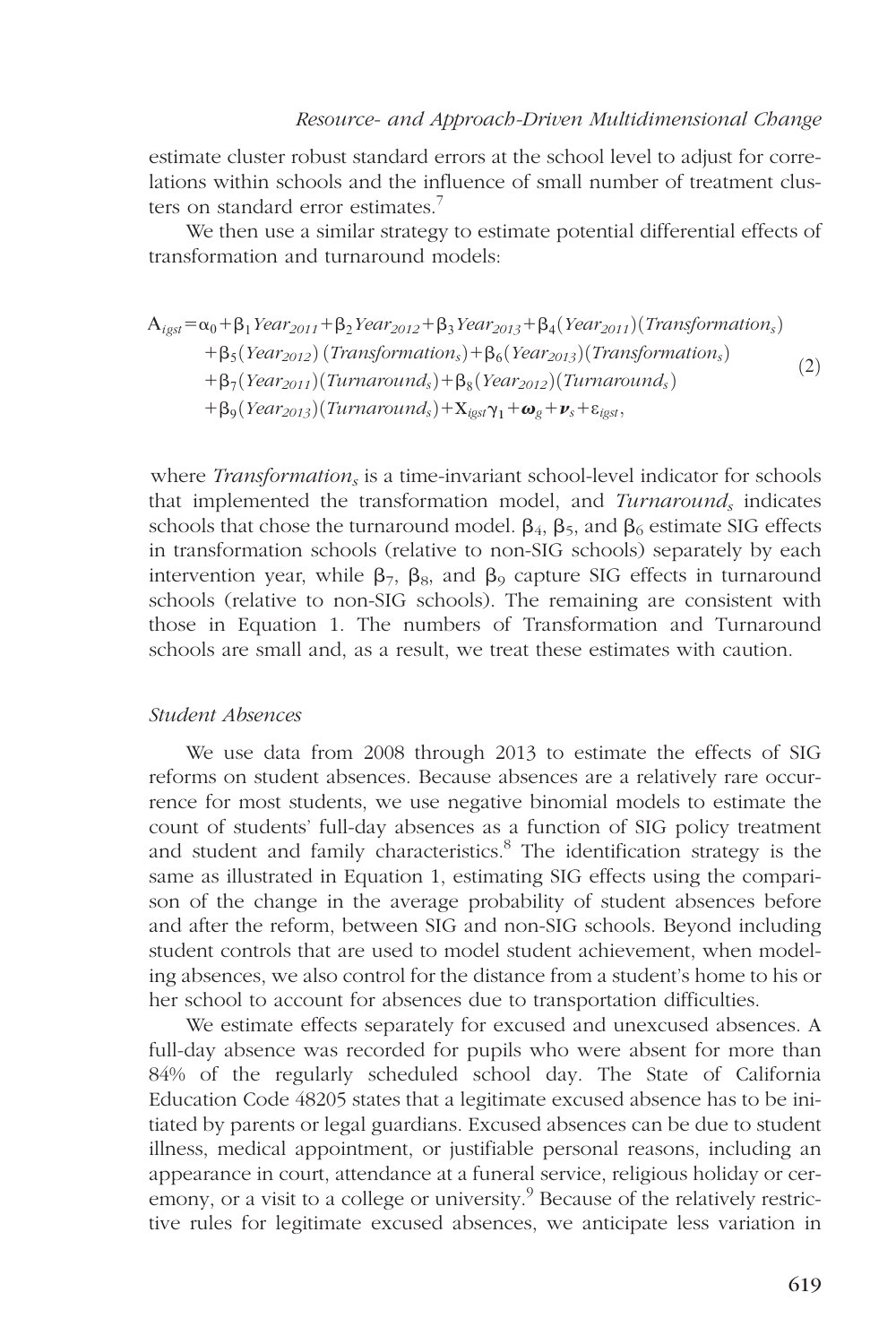estimate cluster robust standard errors at the school level to adjust for correlations within schools and the influence of small number of treatment clusters on standard error estimates.[7]

We then use a similar strategy to estimate potential differential effects of transformation and turnaround models:

$$
\begin{aligned}
A_{igst} = {} & \alpha_0 + \beta_1 Year_{2011} + \beta_2 Year_{2012} + \beta_3 Year_{2013} + \beta_4 (Year_{2011})(Transformation_s) \\
& + \beta_5 (Year_{2012})(Transformation_s) + \beta_6 (Year_{2013})(Transformation_s) \\
& + \beta_7 (Year_{2011})(Turnaround_s) + \beta_8 (Year_{2012})(Turnaround_s) \\
& + \beta_9 (Year_{2013})(Turnaround_s) + \mathbf{X}_{igst}\gamma_1 + \boldsymbol{\omega}_g + \boldsymbol{\nu}_s + \varepsilon_{igst},
\end{aligned}
\tag{2}
$$

where $Transformation_s$ is a time-invariant school-level indicator for schools that implemented the transformation model, and $Turnaround_s$ indicates schools that chose the turnaround model. $\beta_4$, $\beta_5$, and $\beta_6$ estimate SIG effects in transformation schools (relative to non-SIG schools) separately by each intervention year, while $\beta_7$, $\beta_8$, and $\beta_9$ capture SIG effects in turnaround schools (relative to non-SIG schools). The remaining are consistent with those in Equation 1. The numbers of Transformation and Turnaround schools are small and, as a result, we treat these estimates with caution.

### *Student Absences*

We use data from 2008 through 2013 to estimate the effects of SIG reforms on student absences. Because absences are a relatively rare occurrence for most students, we use negative binomial models to estimate the count of students' full-day absences as a function of SIG policy treatment and student and family characteristics.[8] The identification strategy is the same as illustrated in Equation 1, estimating SIG effects using the comparison of the change in the average probability of student absences before and after the reform, between SIG and non-SIG schools. Beyond including student controls that are used to model student achievement, when modeling absences, we also control for the distance from a student's home to his or her school to account for absences due to transportation difficulties.

We estimate effects separately for excused and unexcused absences. A full-day absence was recorded for pupils who were absent for more than 84% of the regularly scheduled school day. The State of California Education Code 48205 states that a legitimate excused absence has to be initiated by parents or legal guardians. Excused absences can be due to student illness, medical appointment, or justifiable personal reasons, including an appearance in court, attendance at a funeral service, religious holiday or ceremony, or a visit to a college or university.[9] Because of the relatively restrictive rules for legitimate excused absences, we anticipate less variation in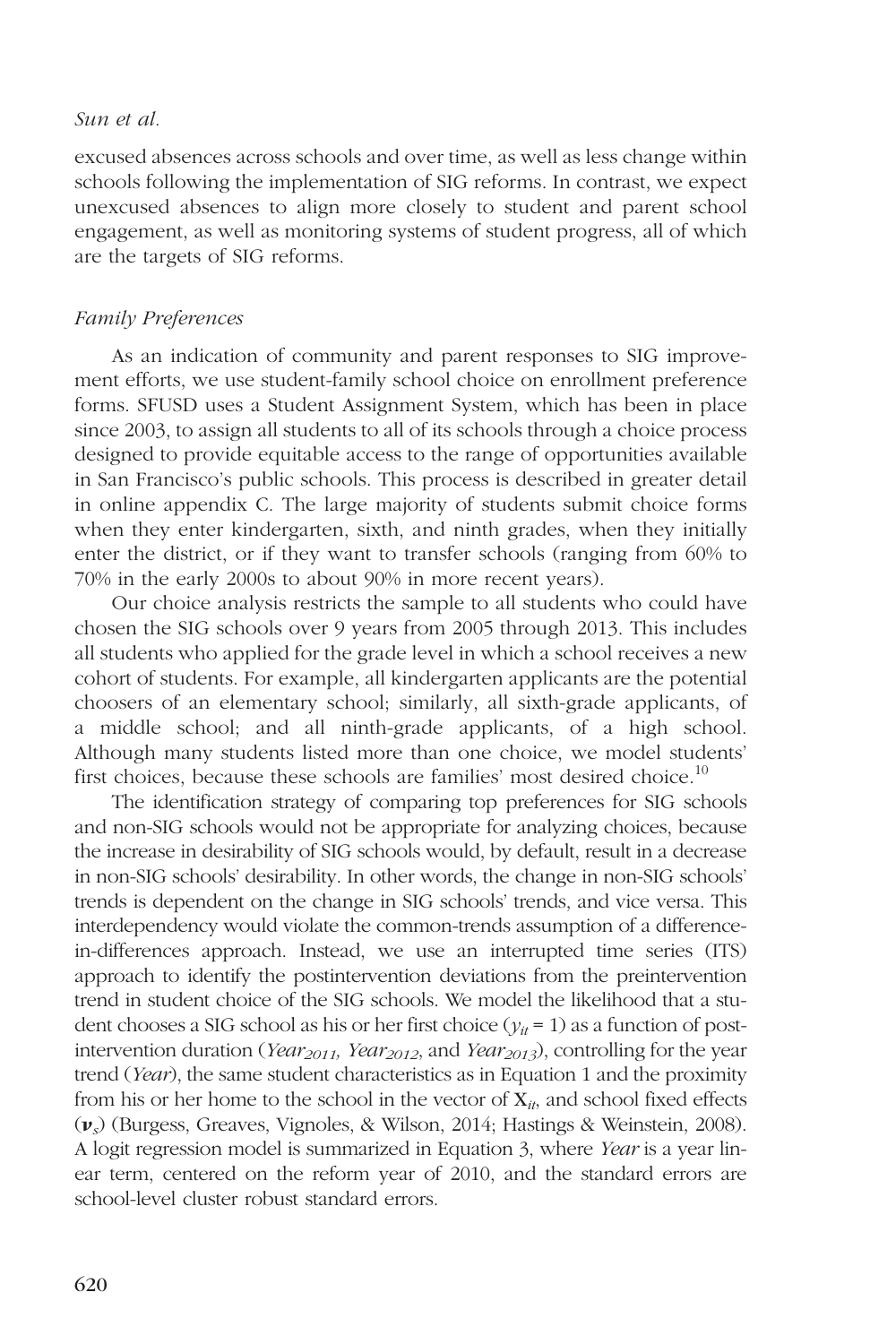excused absences across schools and over time, as well as less change within schools following the implementation of SIG reforms. In contrast, we expect unexcused absences to align more closely to student and parent school engagement, as well as monitoring systems of student progress, all of which are the targets of SIG reforms.

### *Family Preferences*

As an indication of community and parent responses to SIG improvement efforts, we use student-family school choice on enrollment preference forms. SFUSD uses a Student Assignment System, which has been in place since 2003, to assign all students to all of its schools through a choice process designed to provide equitable access to the range of opportunities available in San Francisco's public schools. This process is described in greater detail in online appendix C. The large majority of students submit choice forms when they enter kindergarten, sixth, and ninth grades, when they initially enter the district, or if they want to transfer schools (ranging from 60% to 70% in the early 2000s to about 90% in more recent years).

Our choice analysis restricts the sample to all students who could have chosen the SIG schools over 9 years from 2005 through 2013. This includes all students who applied for the grade level in which a school receives a new cohort of students. For example, all kindergarten applicants are the potential choosers of an elementary school; similarly, all sixth-grade applicants, of a middle school; and all ninth-grade applicants, of a high school. Although many students listed more than one choice, we model students' first choices, because these schools are families' most desired choice.[10]

The identification strategy of comparing top preferences for SIG schools and non-SIG schools would not be appropriate for analyzing choices, because the increase in desirability of SIG schools would, by default, result in a decrease in non-SIG schools' desirability. In other words, the change in non-SIG schools' trends is dependent on the change in SIG schools' trends, and vice versa. This interdependency would violate the common-trends assumption of a difference-in-differences approach. Instead, we use an interrupted time series (ITS) approach to identify the postintervention deviations from the preintervention trend in student choice of the SIG schools. We model the likelihood that a student chooses a SIG school as his or her first choice ($y_{it} = 1$) as a function of postintervention duration ($Year_{2011}$, $Year_{2012}$, and $Year_{2013}$), controlling for the year trend (*Year*), the same student characteristics as in Equation 1 and the proximity from his or her home to the school in the vector of $\mathbf{X}_{it}$, and school fixed effects ($\boldsymbol{\nu}_s$) (Burgess, Greaves, Vignoles, & Wilson, 2014; Hastings & Weinstein, 2008). A logit regression model is summarized in Equation 3, where *Year* is a year linear term, centered on the reform year of 2010, and the standard errors are school-level cluster robust standard errors.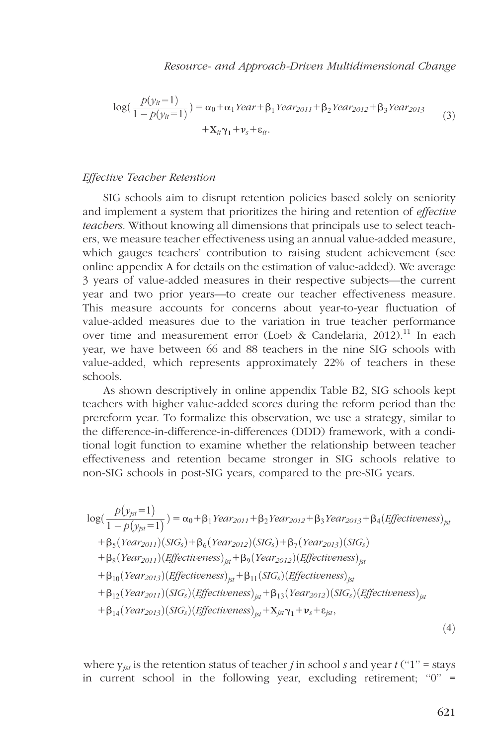$$\log\left(\frac{p(y_{it}=1)}{1-p(y_{it}=1)}\right) = \alpha_0 + \alpha_1 Year + \beta_1 Year_{2011} + \beta_2 Year_{2012} + \beta_3 Year_{2013} + X_{it}\gamma_1 + \nu_s + \varepsilon_{it}. \tag{3}$$

### *Effective Teacher Retention*

SIG schools aim to disrupt retention policies based solely on seniority and implement a system that prioritizes the hiring and retention of *effective teachers*. Without knowing all dimensions that principals use to select teachers, we measure teacher effectiveness using an annual value-added measure, which gauges teachers' contribution to raising student achievement (see online appendix A for details on the estimation of value-added). We average 3 years of value-added measures in their respective subjects—the current year and two prior years—to create our teacher effectiveness measure. This measure accounts for concerns about year-to-year fluctuation of value-added measures due to the variation in true teacher performance over time and measurement error (Loeb & Candelaria, 2012).[11] In each year, we have between 66 and 88 teachers in the nine SIG schools with value-added, which represents approximately 22% of teachers in these schools.

As shown descriptively in online appendix Table B2, SIG schools kept teachers with higher value-added scores during the reform period than the prereform year. To formalize this observation, we use a strategy, similar to the difference-in-difference-in-differences (DDD) framework, with a conditional logit function to examine whether the relationship between teacher effectiveness and retention became stronger in SIG schools relative to non-SIG schools in post-SIG years, compared to the pre-SIG years.

$$\begin{aligned}
\log\left(\frac{p(y_{jst}=1)}{1-p(y_{jst}=1)}\right) &= \alpha_0 + \beta_1 Year_{2011} + \beta_2 Year_{2012} + \beta_3 Year_{2013} + \beta_4 (Effectiveness)_{jst} \\
&+ \beta_5 (Year_{2011})(SIG_s) + \beta_6 (Year_{2012})(SIG_s) + \beta_7 (Year_{2013})(SIG_s) \\
&+ \beta_8 (Year_{2011})(Effectiveness)_{jst} + \beta_9 (Year_{2012})(Effectiveness)_{jst} \\
&+ \beta_{10} (Year_{2013})(Effectiveness)_{jst} + \beta_{11} (SIG_s)(Effectiveness)_{jst} \\
&+ \beta_{12} (Year_{2011})(SIG_s)(Effectiveness)_{jst} + \beta_{13} (Year_{2012})(SIG_s)(Effectiveness)_{jst} \\
&+ \beta_{14} (Year_{2013})(SIG_s)(Effectiveness)_{jst} + X_{jst}\gamma_1 + \boldsymbol{\nu}_s + \varepsilon_{jst},
\end{aligned} \tag{4}$$

where $y_{jst}$ is the retention status of teacher *j* in school *s* and year *t* ("1" = stays in current school in the following year, excluding retirement; "0" =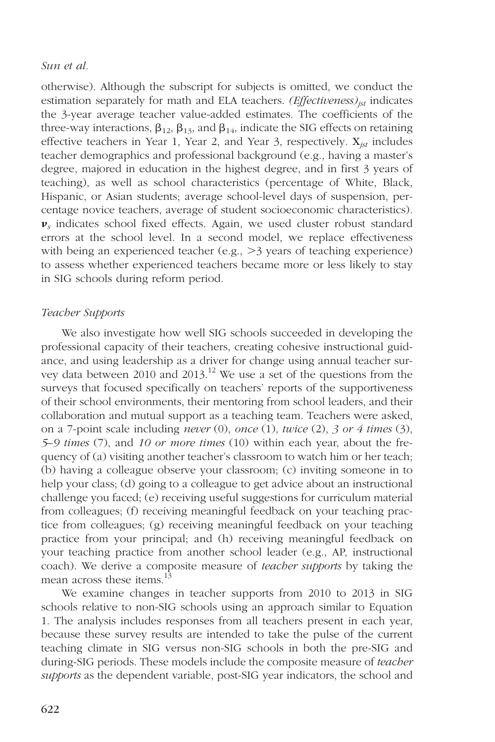otherwise). Although the subscript for subjects is omitted, we conduct the estimation separately for math and ELA teachers. *(Effectiveness)*$_{jst}$ indicates the 3-year average teacher value-added estimates. The coefficients of the three-way interactions, $\beta_{12}$, $\beta_{13}$, and $\beta_{14}$, indicate the SIG effects on retaining effective teachers in Year 1, Year 2, and Year 3, respectively. $\mathbf{X}_{jst}$ includes teacher demographics and professional background (e.g., having a master's degree, majored in education in the highest degree, and in first 3 years of teaching), as well as school characteristics (percentage of White, Black, Hispanic, or Asian students; average school-level days of suspension, percentage novice teachers, average of student socioeconomic characteristics). $\boldsymbol{\nu}_s$ indicates school fixed effects. Again, we used cluster robust standard errors at the school level. In a second model, we replace effectiveness with being an experienced teacher (e.g., >3 years of teaching experience) to assess whether experienced teachers became more or less likely to stay in SIG schools during reform period.

### *Teacher Supports*

We also investigate how well SIG schools succeeded in developing the professional capacity of their teachers, creating cohesive instructional guidance, and using leadership as a driver for change using annual teacher survey data between 2010 and 2013.[12] We use a set of the questions from the surveys that focused specifically on teachers' reports of the supportiveness of their school environments, their mentoring from school leaders, and their collaboration and mutual support as a teaching team. Teachers were asked, on a 7-point scale including *never* (0), *once* (1), *twice* (2), *3 or 4 times* (3), *5–9 times* (7), and *10 or more times* (10) within each year, about the frequency of (a) visiting another teacher's classroom to watch him or her teach; (b) having a colleague observe your classroom; (c) inviting someone in to help your class; (d) going to a colleague to get advice about an instructional challenge you faced; (e) receiving useful suggestions for curriculum material from colleagues; (f) receiving meaningful feedback on your teaching practice from colleagues; (g) receiving meaningful feedback on your teaching practice from your principal; and (h) receiving meaningful feedback on your teaching practice from another school leader (e.g., AP, instructional coach). We derive a composite measure of *teacher supports* by taking the mean across these items.[13]

We examine changes in teacher supports from 2010 to 2013 in SIG schools relative to non-SIG schools using an approach similar to Equation 1. The analysis includes responses from all teachers present in each year, because these survey results are intended to take the pulse of the current teaching climate in SIG versus non-SIG schools in both the pre-SIG and during-SIG periods. These models include the composite measure of *teacher supports* as the dependent variable, post-SIG year indicators, the school and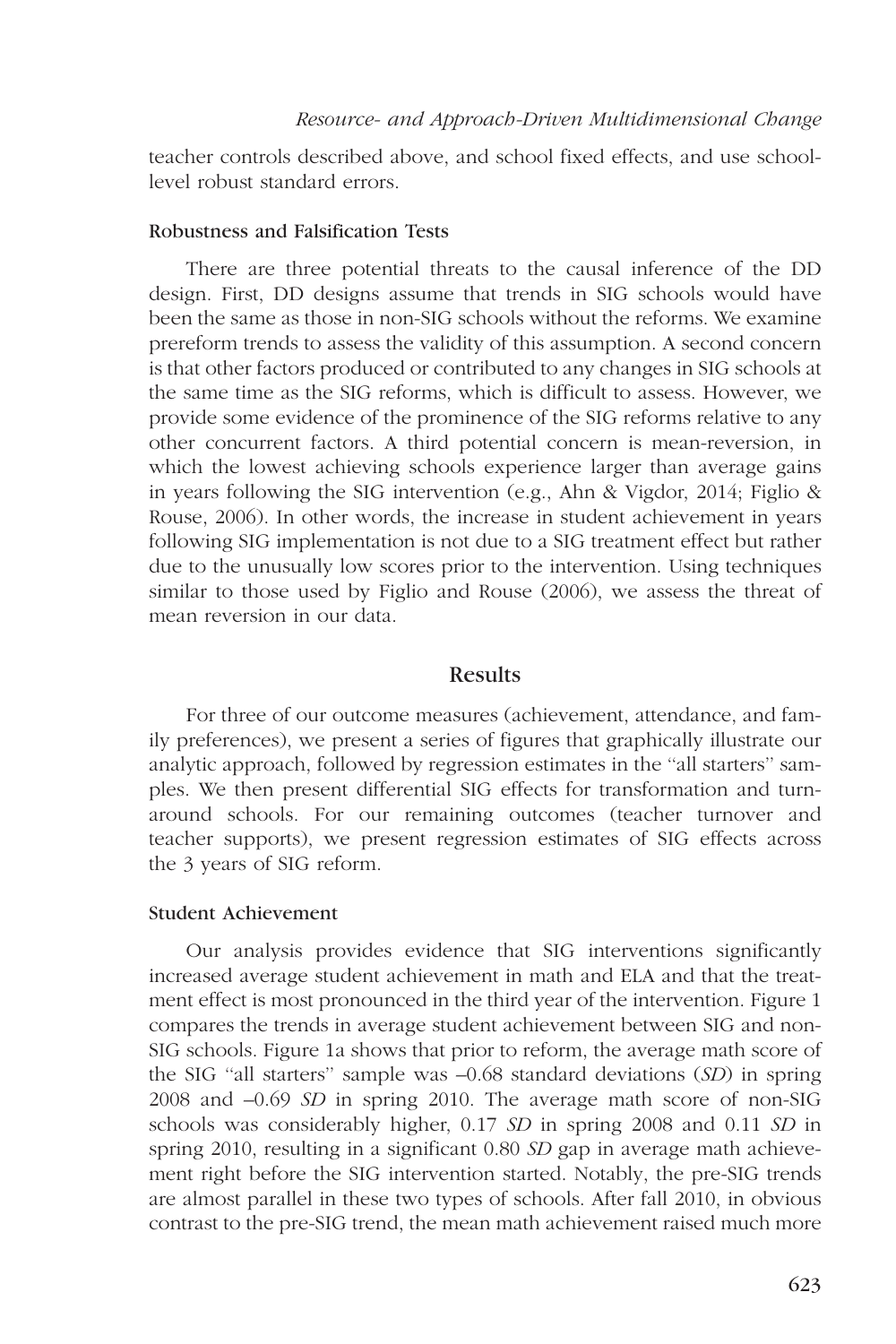teacher controls described above, and school fixed effects, and use school-level robust standard errors.

### Robustness and Falsification Tests

There are three potential threats to the causal inference of the DD design. First, DD designs assume that trends in SIG schools would have been the same as those in non-SIG schools without the reforms. We examine prereform trends to assess the validity of this assumption. A second concern is that other factors produced or contributed to any changes in SIG schools at the same time as the SIG reforms, which is difficult to assess. However, we provide some evidence of the prominence of the SIG reforms relative to any other concurrent factors. A third potential concern is mean-reversion, in which the lowest achieving schools experience larger than average gains in years following the SIG intervention (e.g., Ahn & Vigdor, 2014; Figlio & Rouse, 2006). In other words, the increase in student achievement in years following SIG implementation is not due to a SIG treatment effect but rather due to the unusually low scores prior to the intervention. Using techniques similar to those used by Figlio and Rouse (2006), we assess the threat of mean reversion in our data.

## Results

For three of our outcome measures (achievement, attendance, and family preferences), we present a series of figures that graphically illustrate our analytic approach, followed by regression estimates in the "all starters" samples. We then present differential SIG effects for transformation and turnaround schools. For our remaining outcomes (teacher turnover and teacher supports), we present regression estimates of SIG effects across the 3 years of SIG reform.

### Student Achievement

Our analysis provides evidence that SIG interventions significantly increased average student achievement in math and ELA and that the treatment effect is most pronounced in the third year of the intervention. Figure 1 compares the trends in average student achievement between SIG and non-SIG schools. Figure 1a shows that prior to reform, the average math score of the SIG "all starters" sample was –0.68 standard deviations (*SD*) in spring 2008 and –0.69 *SD* in spring 2010. The average math score of non-SIG schools was considerably higher, 0.17 *SD* in spring 2008 and 0.11 *SD* in spring 2010, resulting in a significant 0.80 *SD* gap in average math achievement right before the SIG intervention started. Notably, the pre-SIG trends are almost parallel in these two types of schools. After fall 2010, in obvious contrast to the pre-SIG trend, the mean math achievement raised much more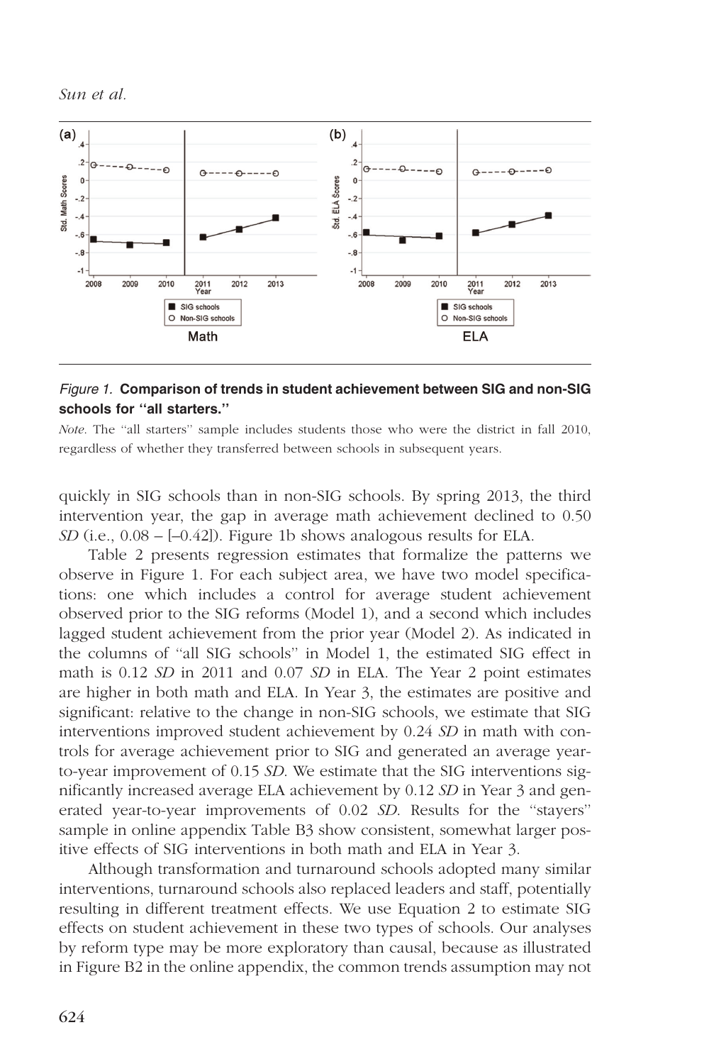*Figure 1.* **Comparison of trends in student achievement between SIG and non-SIG schools for "all starters."**

*Note*. The "all starters" sample includes students those who were the district in fall 2010, regardless of whether they transferred between schools in subsequent years.

quickly in SIG schools than in non-SIG schools. By spring 2013, the third intervention year, the gap in average math achievement declined to 0.50 *SD* (i.e., 0.08 – [–0.42]). Figure 1b shows analogous results for ELA.

Table 2 presents regression estimates that formalize the patterns we observe in Figure 1. For each subject area, we have two model specifications: one which includes a control for average student achievement observed prior to the SIG reforms (Model 1), and a second which includes lagged student achievement from the prior year (Model 2). As indicated in the columns of "all SIG schools" in Model 1, the estimated SIG effect in math is 0.12 *SD* in 2011 and 0.07 *SD* in ELA. The Year 2 point estimates are higher in both math and ELA. In Year 3, the estimates are positive and significant: relative to the change in non-SIG schools, we estimate that SIG interventions improved student achievement by 0.24 *SD* in math with controls for average achievement prior to SIG and generated an average year-to-year improvement of 0.15 *SD*. We estimate that the SIG interventions significantly increased average ELA achievement by 0.12 *SD* in Year 3 and generated year-to-year improvements of 0.02 *SD*. Results for the "stayers" sample in online appendix Table B3 show consistent, somewhat larger positive effects of SIG interventions in both math and ELA in Year 3.

Although transformation and turnaround schools adopted many similar interventions, turnaround schools also replaced leaders and staff, potentially resulting in different treatment effects. We use Equation 2 to estimate SIG effects on student achievement in these two types of schools. Our analyses by reform type may be more exploratory than causal, because as illustrated in Figure B2 in the online appendix, the common trends assumption may not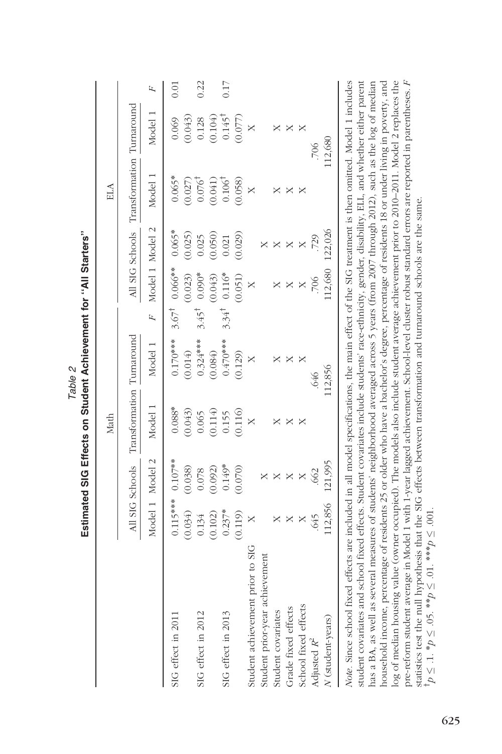Table 2

**Estimated SIG Effects on Student Achievement for "All Starters"**

| | Math | | | | | ELA | | | | |
|---|---|---|---|---|---|---|---|---|---|---|
| | All SIG Schools | | Transformation | Turnaround | | All SIG Schools | | Transformation | Turnaround | |
| | Model 1 | Model 2 | Model 1 | Model 1 | $F$ | Model 1 | Model 2 | Model 1 | Model 1 | $F$ |
| SIG effect in 2011 | 0.115*** | 0.107** | 0.088* | 0.170*** | 3.67[†] | 0.066** | 0.065* | 0.065* | 0.069 | 0.01 |
| | (0.034) | (0.038) | (0.043) | (0.014) | | (0.023) | (0.025) | (0.027) | (0.043) | |
| SIG effect in 2012 | 0.134 | 0.078 | 0.065 | 0.324*** | 3.45[†] | 0.090* | 0.025 | 0.076[†] | 0.128 | 0.22 |
| | (0.102) | (0.092) | (0.114) | (0.084) | | (0.043) | (0.050) | (0.041) | (0.104) | |
| SIG effect in 2013 | 0.237* | 0.149* | 0.155 | 0.470*** | 3.34[†] | 0.116* | 0.021 | 0.106[†] | 0.145[†] | 0.17 |
| | (0.119) | (0.070) | (0.116) | (0.129) | | (0.051) | (0.029) | (0.058) | (0.077) | |
| Student achievement prior to SIG | X | | X | X | | X | | X | X | |
| Student prior-year achievement | | X | | | | | X | | | |
| Student covariates | X | X | X | X | | X | X | X | X | |
| Grade fixed effects | X | X | X | X | | X | X | X | X | |
| School fixed effects | X | X | X | X | | X | X | X | X | |
| Adjusted $R^2$ | .645 | .662 | .646 | | | .706 | .729 | .706 | | |
| $N$ (student-years) | 112,856 | 121,995 | 112,856 | | | 112,680 | 122,026 | 112,680 | | |

*Note*. Since school fixed effects are included in all model specifications, the main effect of the SIG treatment is then omitted. Model 1 includes student covariates and school fixed effects. Student covariates include students' race-ethnicity, gender, disability, ELL, and whether either parent has a BA, as well as several measures of students' neighborhood averaged across 5 years (from 2007 through 2012), such as the log of median household income, percentage of residents 25 or older who have a bachelor's degree, percentage of residents 18 or under living in poverty, and log of median housing value (owner occupied). The models also include student average achievement prior to 2010–2011. Model 2 replaces the pre-reform student average in Model 1 with 1-year lagged achievement. School-level cluster robust standard errors are reported in parentheses. $F$ statistics test the null hypothesis that the SIG effects between transformation and turnaround schools are the same.
[†]$p \leq .1$. *$p \leq .05$. **$p \leq .01$. ***$p \leq .001$.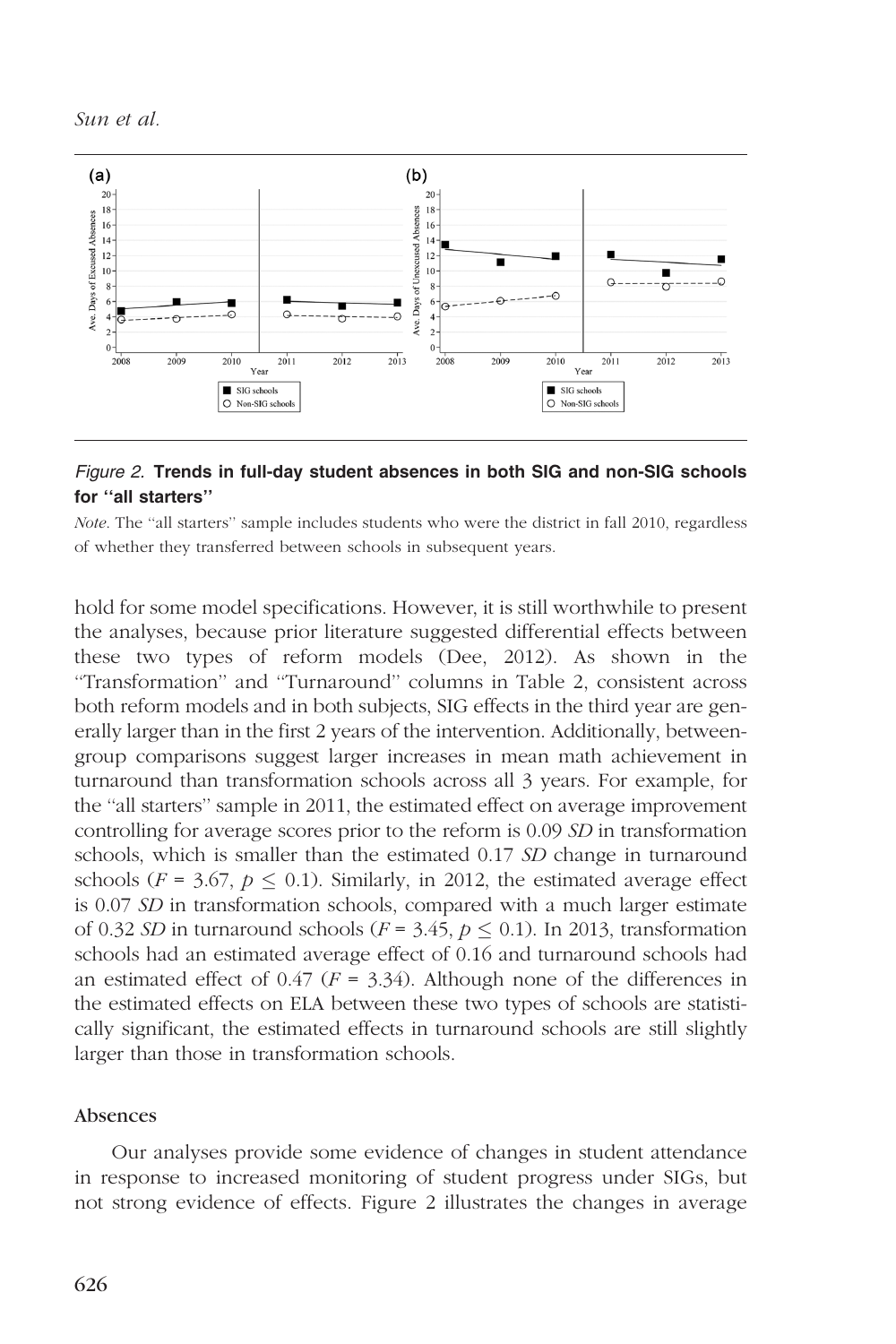*Figure 2.* **Trends in full-day student absences in both SIG and non-SIG schools for "all starters"**

*Note.* The "all starters" sample includes students who were the district in fall 2010, regardless of whether they transferred between schools in subsequent years.

hold for some model specifications. However, it is still worthwhile to present the analyses, because prior literature suggested differential effects between these two types of reform models (Dee, 2012). As shown in the "Transformation" and "Turnaround" columns in Table 2, consistent across both reform models and in both subjects, SIG effects in the third year are generally larger than in the first 2 years of the intervention. Additionally, between-group comparisons suggest larger increases in mean math achievement in turnaround than transformation schools across all 3 years. For example, for the "all starters" sample in 2011, the estimated effect on average improvement controlling for average scores prior to the reform is 0.09 *SD* in transformation schools, which is smaller than the estimated 0.17 *SD* change in turnaround schools ($F$ = 3.67, $p \leq 0.1$). Similarly, in 2012, the estimated average effect is 0.07 *SD* in transformation schools, compared with a much larger estimate of 0.32 *SD* in turnaround schools ($F$ = 3.45, $p \leq 0.1$). In 2013, transformation schools had an estimated average effect of 0.16 and turnaround schools had an estimated effect of 0.47 ($F$ = 3.34). Although none of the differences in the estimated effects on ELA between these two types of schools are statistically significant, the estimated effects in turnaround schools are still slightly larger than those in transformation schools.

### Absences

Our analyses provide some evidence of changes in student attendance in response to increased monitoring of student progress under SIGs, but not strong evidence of effects. Figure 2 illustrates the changes in average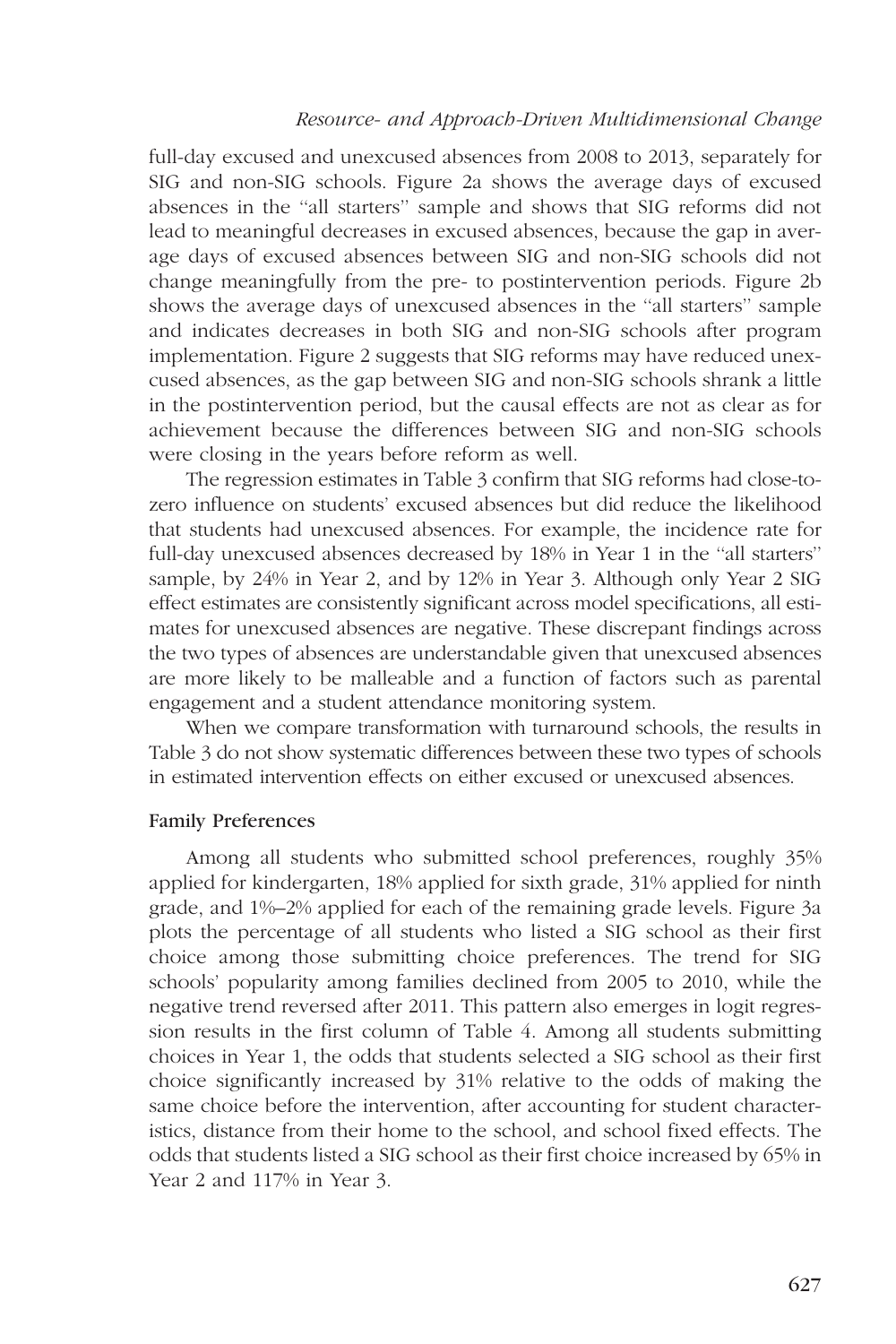full-day excused and unexcused absences from 2008 to 2013, separately for SIG and non-SIG schools. Figure 2a shows the average days of excused absences in the ''all starters'' sample and shows that SIG reforms did not lead to meaningful decreases in excused absences, because the gap in average days of excused absences between SIG and non-SIG schools did not change meaningfully from the pre- to postintervention periods. Figure 2b shows the average days of unexcused absences in the ''all starters'' sample and indicates decreases in both SIG and non-SIG schools after program implementation. Figure 2 suggests that SIG reforms may have reduced unexcused absences, as the gap between SIG and non-SIG schools shrank a little in the postintervention period, but the causal effects are not as clear as for achievement because the differences between SIG and non-SIG schools were closing in the years before reform as well.

The regression estimates in Table 3 confirm that SIG reforms had close-to-zero influence on students' excused absences but did reduce the likelihood that students had unexcused absences. For example, the incidence rate for full-day unexcused absences decreased by 18% in Year 1 in the ''all starters'' sample, by 24% in Year 2, and by 12% in Year 3. Although only Year 2 SIG effect estimates are consistently significant across model specifications, all estimates for unexcused absences are negative. These discrepant findings across the two types of absences are understandable given that unexcused absences are more likely to be malleable and a function of factors such as parental engagement and a student attendance monitoring system.

When we compare transformation with turnaround schools, the results in Table 3 do not show systematic differences between these two types of schools in estimated intervention effects on either excused or unexcused absences.

### Family Preferences

Among all students who submitted school preferences, roughly 35% applied for kindergarten, 18% applied for sixth grade, 31% applied for ninth grade, and 1%–2% applied for each of the remaining grade levels. Figure 3a plots the percentage of all students who listed a SIG school as their first choice among those submitting choice preferences. The trend for SIG schools' popularity among families declined from 2005 to 2010, while the negative trend reversed after 2011. This pattern also emerges in logit regression results in the first column of Table 4. Among all students submitting choices in Year 1, the odds that students selected a SIG school as their first choice significantly increased by 31% relative to the odds of making the same choice before the intervention, after accounting for student characteristics, distance from their home to the school, and school fixed effects. The odds that students listed a SIG school as their first choice increased by 65% in Year 2 and 117% in Year 3.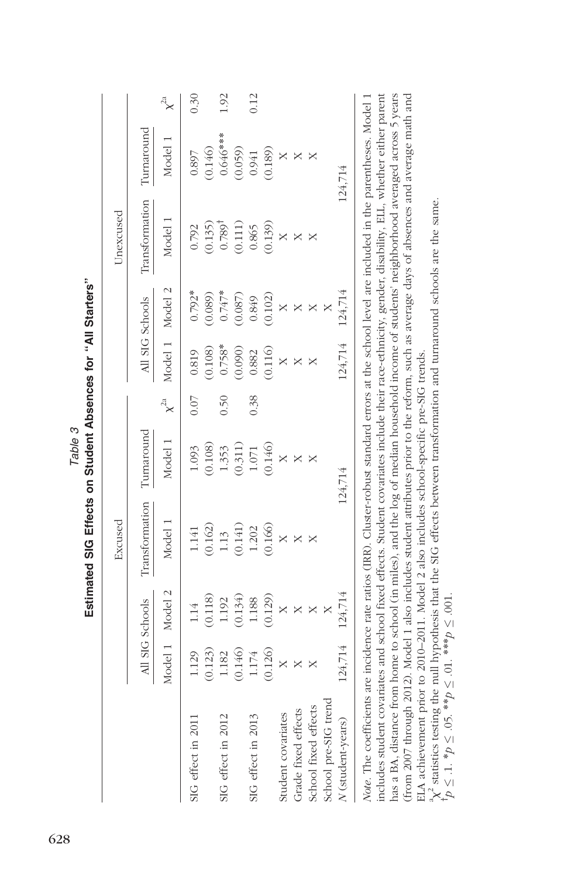*Table 3*

**Estimated SIG Effects on Student Absences for "All Starters"**

| | Excused | | | | | | Unexcused | | | | | |
|---|---|---|---|---|---|---|---|---|---|---|---|---|
| | All SIG Schools | | Transformation | Turnaround | | | All SIG Schools | | Transformation | Turnaround | | |
| | Model 1 | Model 2 | Model 1 | Model 1 | $\chi^{2a}$ | | Model 1 | Model 2 | Model 1 | Model 1 | $\chi^{2a}$ |
| SIG effect in 2011 | 1.129 | 1.14 | 1.141 | 1.093 | 0.07 | | 0.819 | 0.792* | 0.792 | 0.897 | 0.30 |
| | (0.123) | (0.118) | (0.162) | (0.108) | | | (0.108) | (0.089) | (0.135) | (0.146) | |
| SIG effect in 2012 | 1.182 | 1.192 | 1.13 | 1.353 | 0.50 | | 0.758* | 0.747* | 0.789[†] | 0.646*** | 1.92 |
| | (0.146) | (0.134) | (0.141) | (0.311) | | | (0.090) | (0.087) | (0.111) | (0.059) | |
| SIG effect in 2013 | 1.174 | 1.188 | 1.202 | 1.071 | 0.38 | | 0.882 | 0.849 | 0.865 | 0.941 | 0.12 |
| | (0.126) | (0.129) | (0.166) | (0.146) | | | (0.116) | (0.102) | (0.139) | (0.189) | |
| Student covariates | X | X | X | X | | | X | X | X | X | |
| Grade fixed effects | X | X | X | X | | | X | X | X | X | |
| School fixed effects | X | X | X | X | | | X | X | X | X | |
| School pre-SIG trend | | X | | | | | | X | | | |
| *N* (student-years) | 124,714 | 124,714 | 124,714 | | | | 124,714 | 124,714 | 124,714 | | |

*Note*. The coefficients are incidence rate ratios (IRR). Cluster-robust standard errors at the school level are included in the parentheses. Model 1 includes student covariates and school fixed effects. Student covariates include their race-ethnicity, gender, disability, ELL, whether either parent has a BA, distance from home to school (in miles), and the log of median household income of students' neighborhood averaged across 5 years (from 2007 through 2012). Model 1 also includes student attributes prior to the reform, such as average days of absences and average math and ELA achievement prior to 2010–2011. Model 2 also includes school-specific pre-SIG trends.

[a]$\chi^2$ statistics testing the null hypothesis that the SIG effects between transformation and turnaround schools are the same.

[†]$p \leq .1$. \*$p \leq .05$. \*\*$p \leq .01$. \*\*\*$p \leq .001$.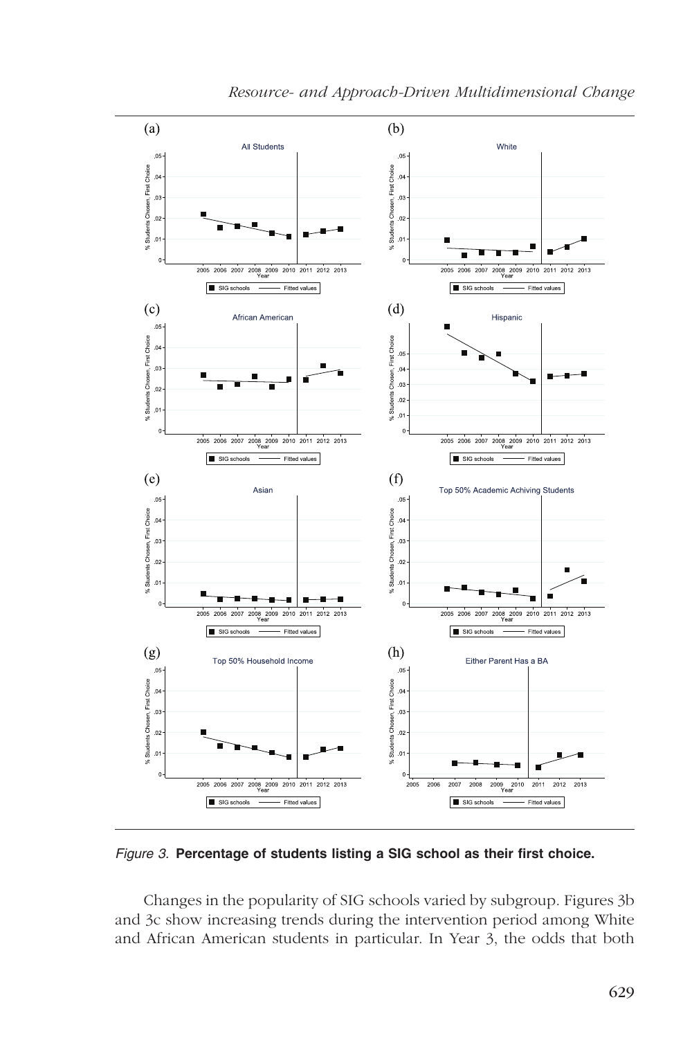*Figure 3.* **Percentage of students listing a SIG school as their first choice.**

Changes in the popularity of SIG schools varied by subgroup. Figures 3b and 3c show increasing trends during the intervention period among White and African American students in particular. In Year 3, the odds that both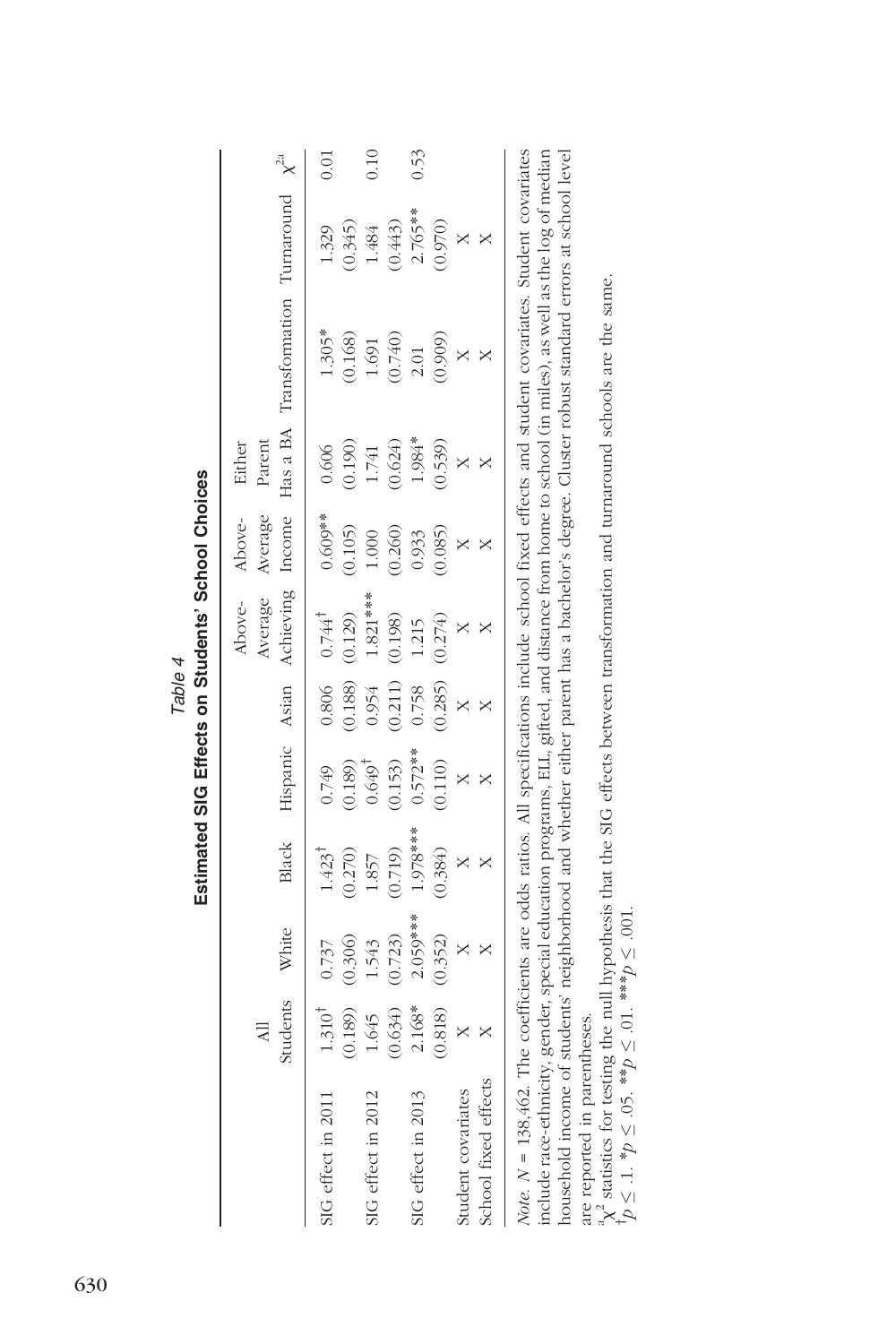*Table 4*

**Estimated SIG Effects on Students' School Choices**

| | All Students | White | Black | Hispanic | Asian | Above-Average Achieving | Above-Average Income | Either Parent Has a BA | Transformation | Turnaround | $\chi^{2a}$ |
|---|---|---|---|---|---|---|---|---|---|---|---|
| SIG effect in 2011 | 1.310† | 0.737 | 1.423† | 0.749 | 0.806 | 0.744† | 0.609** | 0.606 | 1.305* | 1.329 | 0.01 |
| | (0.189) | (0.306) | (0.270) | (0.189) | (0.188) | (0.129) | (0.105) | (0.190) | (0.168) | (0.345) | |
| SIG effect in 2012 | 1.645 | 1.543 | 1.857 | 0.649† | 0.954 | 1.821*** | 1.000 | 1.741 | 1.691 | 1.484 | 0.10 |
| | (0.634) | (0.723) | (0.719) | (0.153) | (0.211) | (0.198) | (0.260) | (0.624) | (0.740) | (0.443) | |
| SIG effect in 2013 | 2.168* | 2.059*** | 1.978*** | 0.572** | 0.758 | 1.215 | 0.933 | 1.984* | 2.01 | 2.765** | 0.53 |
| | (0.818) | (0.352) | (0.384) | (0.110) | (0.285) | (0.274) | (0.085) | (0.539) | (0.909) | (0.970) | |
| Student covariates | X | X | X | X | X | X | X | X | X | X | |
| School fixed effects | X | X | X | X | X | X | X | X | X | X | |

*Note.* $N = 138,462$. The coefficients are odds ratios. All specifications include school fixed effects and student covariates. Student covariates include race-ethnicity, gender, special education programs, ELL, gifted, and distance from home to school (in miles), as well as the log of median household income of students' neighborhood and whether either parent has a bachelor's degree. Cluster robust standard errors at school level are reported in parentheses.

[a] $\chi^2$ statistics for testing the null hypothesis that the SIG effects between transformation and turnaround schools are the same.

†$p \leq .1$. *$p \leq .05$. **$p \leq .01$. ***$p \leq .001$.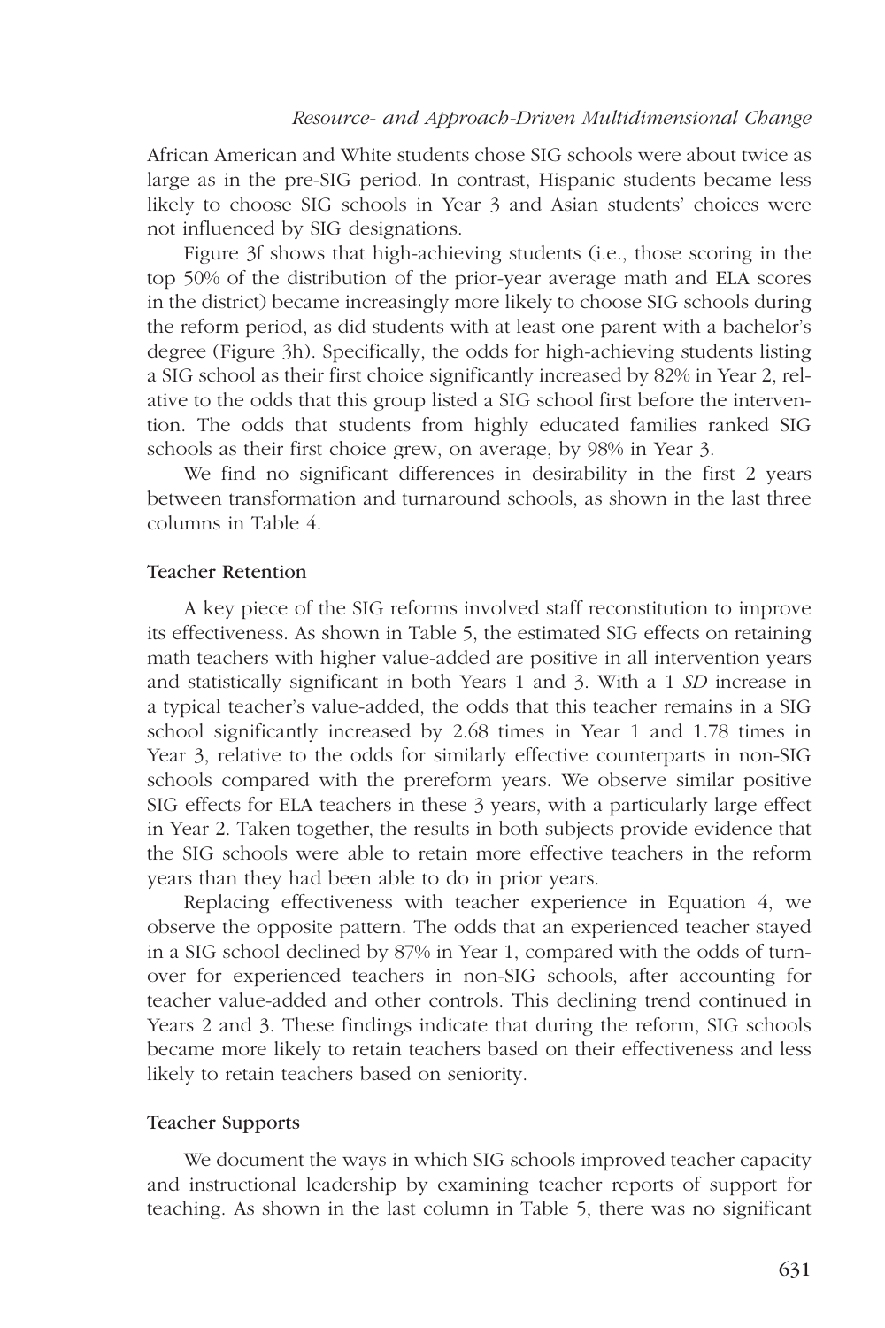African American and White students chose SIG schools were about twice as large as in the pre-SIG period. In contrast, Hispanic students became less likely to choose SIG schools in Year 3 and Asian students' choices were not influenced by SIG designations.

Figure 3f shows that high-achieving students (i.e., those scoring in the top 50% of the distribution of the prior-year average math and ELA scores in the district) became increasingly more likely to choose SIG schools during the reform period, as did students with at least one parent with a bachelor's degree (Figure 3h). Specifically, the odds for high-achieving students listing a SIG school as their first choice significantly increased by 82% in Year 2, relative to the odds that this group listed a SIG school first before the intervention. The odds that students from highly educated families ranked SIG schools as their first choice grew, on average, by 98% in Year 3.

We find no significant differences in desirability in the first 2 years between transformation and turnaround schools, as shown in the last three columns in Table 4.

### Teacher Retention

A key piece of the SIG reforms involved staff reconstitution to improve its effectiveness. As shown in Table 5, the estimated SIG effects on retaining math teachers with higher value-added are positive in all intervention years and statistically significant in both Years 1 and 3. With a 1 *SD* increase in a typical teacher's value-added, the odds that this teacher remains in a SIG school significantly increased by 2.68 times in Year 1 and 1.78 times in Year 3, relative to the odds for similarly effective counterparts in non-SIG schools compared with the prereform years. We observe similar positive SIG effects for ELA teachers in these 3 years, with a particularly large effect in Year 2. Taken together, the results in both subjects provide evidence that the SIG schools were able to retain more effective teachers in the reform years than they had been able to do in prior years.

Replacing effectiveness with teacher experience in Equation 4, we observe the opposite pattern. The odds that an experienced teacher stayed in a SIG school declined by 87% in Year 1, compared with the odds of turnover for experienced teachers in non-SIG schools, after accounting for teacher value-added and other controls. This declining trend continued in Years 2 and 3. These findings indicate that during the reform, SIG schools became more likely to retain teachers based on their effectiveness and less likely to retain teachers based on seniority.

### Teacher Supports

We document the ways in which SIG schools improved teacher capacity and instructional leadership by examining teacher reports of support for teaching. As shown in the last column in Table 5, there was no significant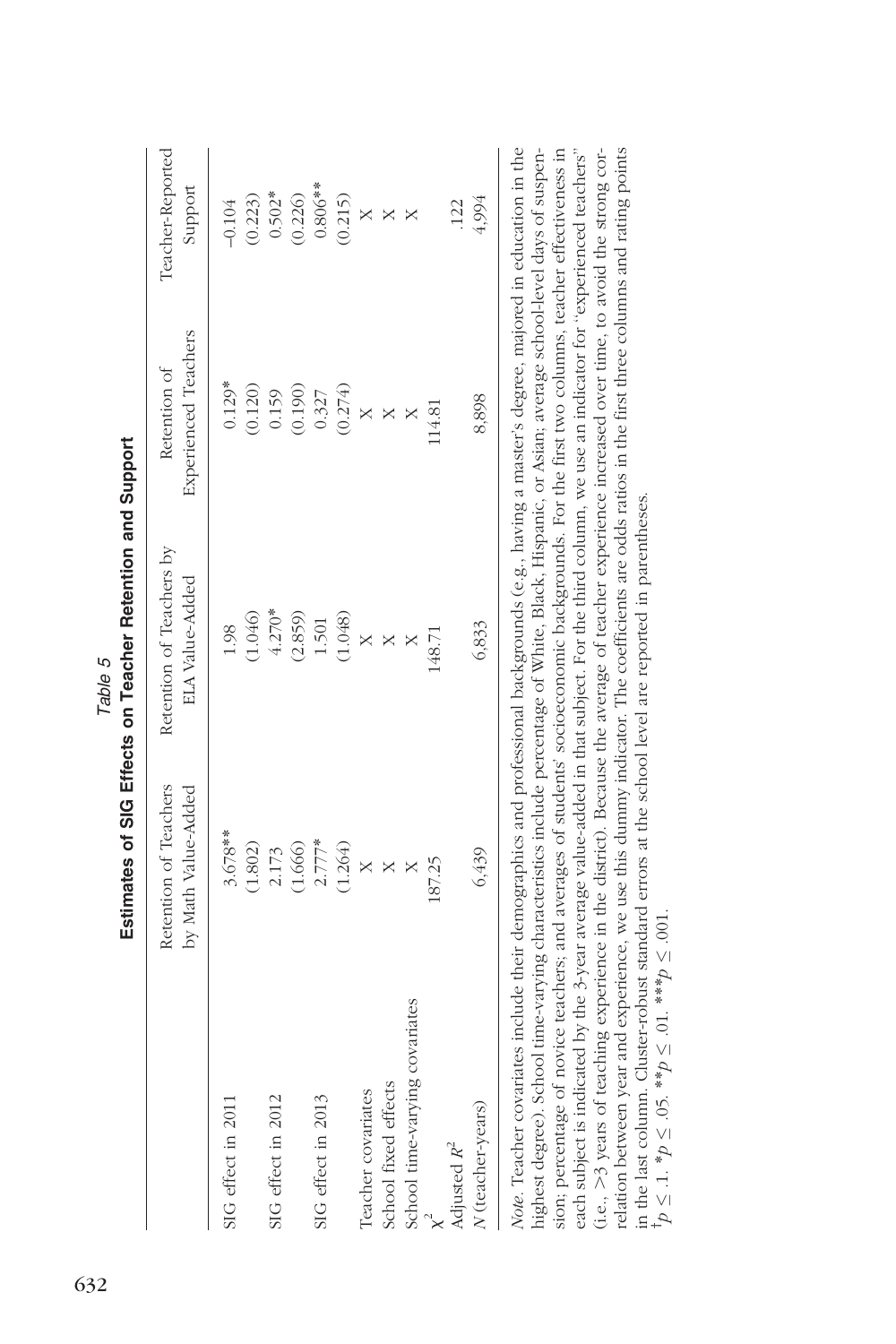*Table 5*

**Estimates of SIG Effects on Teacher Retention and Support**

| | Retention of Teachers by Math Value-Added | Retention of Teachers by ELA Value-Added | Retention of Experienced Teachers | Teacher-Reported Support |
|---|---|---|---|---|
| SIG effect in 2011 | 3.678** | 1.98 | 0.129* | −0.104 |
| | (1.802) | (1.046) | (0.120) | (0.223) |
| SIG effect in 2012 | 2.173 | 4.270* | 0.159 | 0.502* |
| | (1.666) | (2.859) | (0.190) | (0.226) |
| SIG effect in 2013 | 2.777* | 1.501 | 0.327 | 0.806** |
| | (1.264) | (1.048) | (0.274) | (0.215) |
| Teacher covariates | X | X | X | X |
| School fixed effects | X | X | X | X |
| School time-varying covariates | X | X | X | X |
| $\chi^2$ | 187.25 | 148.71 | 114.81 | |
| Adjusted $R^2$ | | | | .122 |
| $N$ (teacher-years) | 6,439 | 6,833 | 8,898 | 4,994 |

*Note*. Teacher covariates include their demographics and professional backgrounds (e.g., having a master's degree, majored in education in the highest degree). School time-varying characteristics include percentage of White, Black, Hispanic, or Asian; average school-level days of suspension; percentage of novice teachers; and averages of students' socioeconomic backgrounds. For the first two columns, teacher effectiveness in each subject is indicated by the 3-year average value-added in that subject. For the third column, we use an indicator for "experienced teachers" (i.e., >3 years of teaching experience in the district). Because the average of teacher experience increased over time, to avoid the strong correlation between year and experience, we use this dummy indicator. The coefficients are odds ratios in the first three columns and rating points in the last column. Cluster-robust standard errors at the school level are reported in parentheses.

†$p \leq .1$. *$p \leq .05$. **$p \leq .01$. ***$p \leq .001$.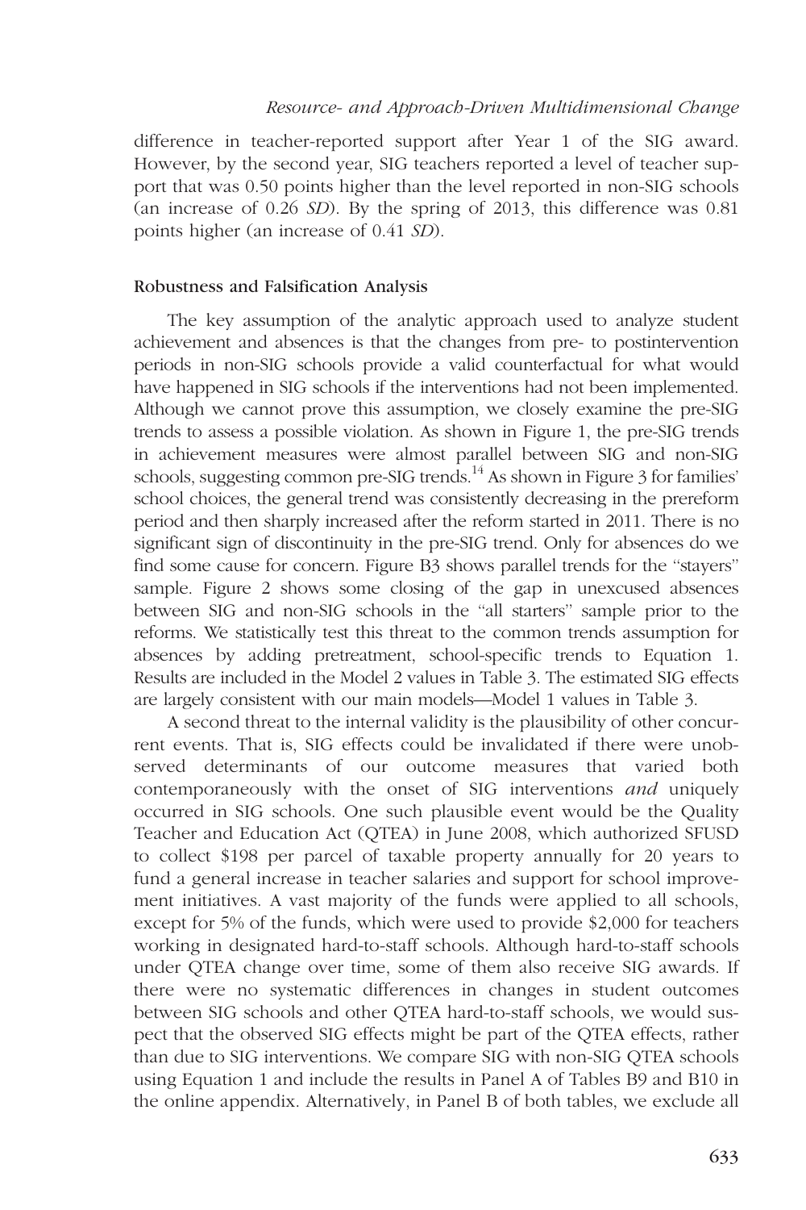difference in teacher-reported support after Year 1 of the SIG award. However, by the second year, SIG teachers reported a level of teacher support that was 0.50 points higher than the level reported in non-SIG schools (an increase of 0.26 *SD*). By the spring of 2013, this difference was 0.81 points higher (an increase of 0.41 *SD*).

### Robustness and Falsification Analysis

The key assumption of the analytic approach used to analyze student achievement and absences is that the changes from pre- to postintervention periods in non-SIG schools provide a valid counterfactual for what would have happened in SIG schools if the interventions had not been implemented. Although we cannot prove this assumption, we closely examine the pre-SIG trends to assess a possible violation. As shown in Figure 1, the pre-SIG trends in achievement measures were almost parallel between SIG and non-SIG schools, suggesting common pre-SIG trends.[14] As shown in Figure 3 for families' school choices, the general trend was consistently decreasing in the prereform period and then sharply increased after the reform started in 2011. There is no significant sign of discontinuity in the pre-SIG trend. Only for absences do we find some cause for concern. Figure B3 shows parallel trends for the "stayers" sample. Figure 2 shows some closing of the gap in unexcused absences between SIG and non-SIG schools in the "all starters" sample prior to the reforms. We statistically test this threat to the common trends assumption for absences by adding pretreatment, school-specific trends to Equation 1. Results are included in the Model 2 values in Table 3. The estimated SIG effects are largely consistent with our main models—Model 1 values in Table 3.

A second threat to the internal validity is the plausibility of other concurrent events. That is, SIG effects could be invalidated if there were unobserved determinants of our outcome measures that varied both contemporaneously with the onset of SIG interventions *and* uniquely occurred in SIG schools. One such plausible event would be the Quality Teacher and Education Act (QTEA) in June 2008, which authorized SFUSD to collect $198 per parcel of taxable property annually for 20 years to fund a general increase in teacher salaries and support for school improvement initiatives. A vast majority of the funds were applied to all schools, except for 5% of the funds, which were used to provide $2,000 for teachers working in designated hard-to-staff schools. Although hard-to-staff schools under QTEA change over time, some of them also receive SIG awards. If there were no systematic differences in changes in student outcomes between SIG schools and other QTEA hard-to-staff schools, we would suspect that the observed SIG effects might be part of the QTEA effects, rather than due to SIG interventions. We compare SIG with non-SIG QTEA schools using Equation 1 and include the results in Panel A of Tables B9 and B10 in the online appendix. Alternatively, in Panel B of both tables, we exclude all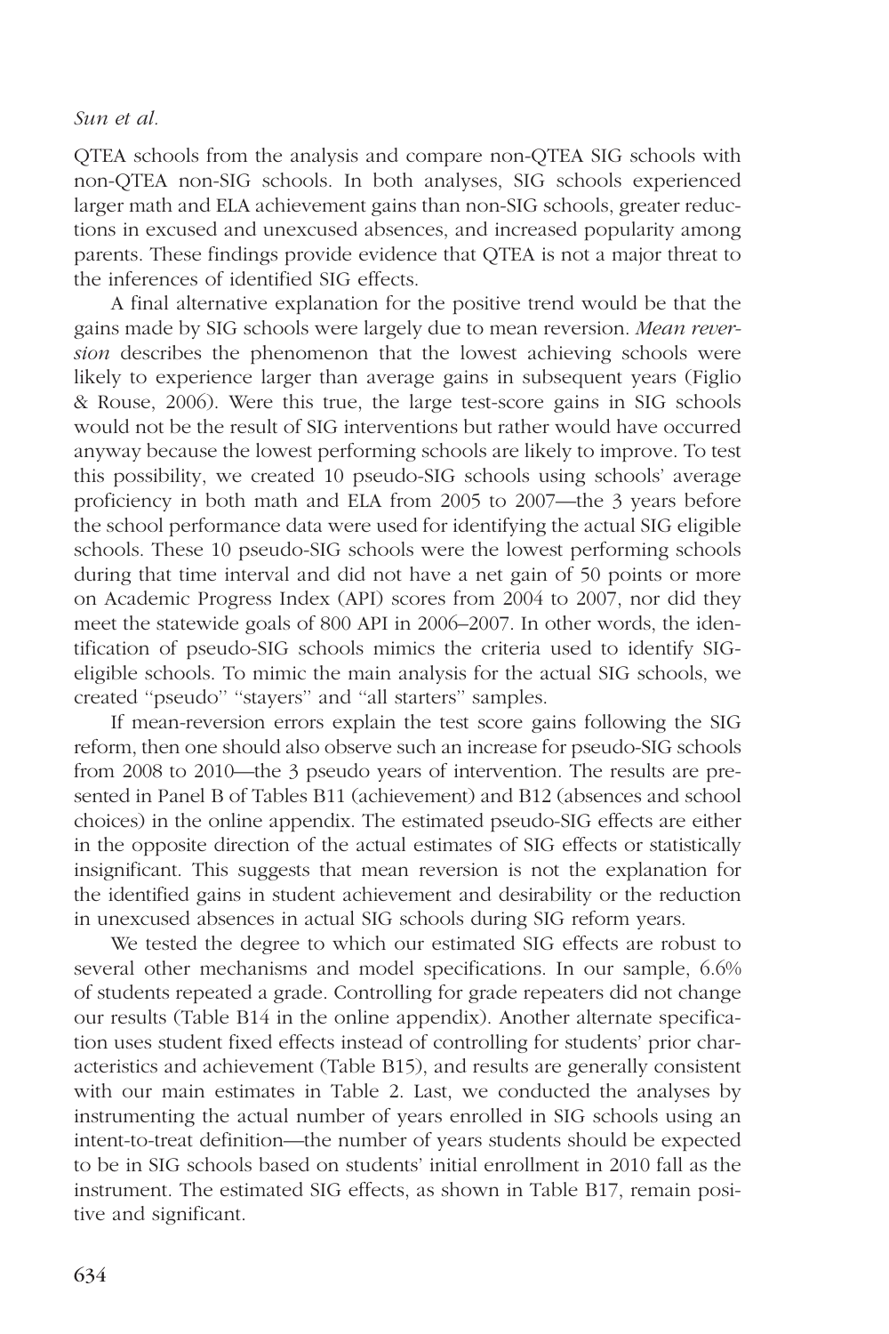QTEA schools from the analysis and compare non-QTEA SIG schools with non-QTEA non-SIG schools. In both analyses, SIG schools experienced larger math and ELA achievement gains than non-SIG schools, greater reductions in excused and unexcused absences, and increased popularity among parents. These findings provide evidence that QTEA is not a major threat to the inferences of identified SIG effects.

A final alternative explanation for the positive trend would be that the gains made by SIG schools were largely due to mean reversion. *Mean reversion* describes the phenomenon that the lowest achieving schools were likely to experience larger than average gains in subsequent years (Figlio & Rouse, 2006). Were this true, the large test-score gains in SIG schools would not be the result of SIG interventions but rather would have occurred anyway because the lowest performing schools are likely to improve. To test this possibility, we created 10 pseudo-SIG schools using schools' average proficiency in both math and ELA from 2005 to 2007—the 3 years before the school performance data were used for identifying the actual SIG eligible schools. These 10 pseudo-SIG schools were the lowest performing schools during that time interval and did not have a net gain of 50 points or more on Academic Progress Index (API) scores from 2004 to 2007, nor did they meet the statewide goals of 800 API in 2006–2007. In other words, the identification of pseudo-SIG schools mimics the criteria used to identify SIG-eligible schools. To mimic the main analysis for the actual SIG schools, we created ''pseudo'' ''stayers'' and ''all starters'' samples.

If mean-reversion errors explain the test score gains following the SIG reform, then one should also observe such an increase for pseudo-SIG schools from 2008 to 2010—the 3 pseudo years of intervention. The results are presented in Panel B of Tables B11 (achievement) and B12 (absences and school choices) in the online appendix. The estimated pseudo-SIG effects are either in the opposite direction of the actual estimates of SIG effects or statistically insignificant. This suggests that mean reversion is not the explanation for the identified gains in student achievement and desirability or the reduction in unexcused absences in actual SIG schools during SIG reform years.

We tested the degree to which our estimated SIG effects are robust to several other mechanisms and model specifications. In our sample, 6.6% of students repeated a grade. Controlling for grade repeaters did not change our results (Table B14 in the online appendix). Another alternate specification uses student fixed effects instead of controlling for students' prior characteristics and achievement (Table B15), and results are generally consistent with our main estimates in Table 2. Last, we conducted the analyses by instrumenting the actual number of years enrolled in SIG schools using an intent-to-treat definition—the number of years students should be expected to be in SIG schools based on students' initial enrollment in 2010 fall as the instrument. The estimated SIG effects, as shown in Table B17, remain positive and significant.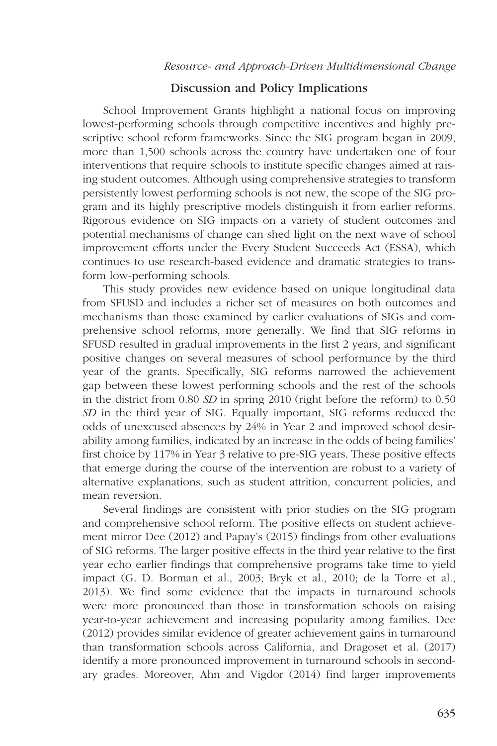## Discussion and Policy Implications

School Improvement Grants highlight a national focus on improving lowest-performing schools through competitive incentives and highly prescriptive school reform frameworks. Since the SIG program began in 2009, more than 1,500 schools across the country have undertaken one of four interventions that require schools to institute specific changes aimed at raising student outcomes. Although using comprehensive strategies to transform persistently lowest performing schools is not new, the scope of the SIG program and its highly prescriptive models distinguish it from earlier reforms. Rigorous evidence on SIG impacts on a variety of student outcomes and potential mechanisms of change can shed light on the next wave of school improvement efforts under the Every Student Succeeds Act (ESSA), which continues to use research-based evidence and dramatic strategies to transform low-performing schools.

This study provides new evidence based on unique longitudinal data from SFUSD and includes a richer set of measures on both outcomes and mechanisms than those examined by earlier evaluations of SIGs and comprehensive school reforms, more generally. We find that SIG reforms in SFUSD resulted in gradual improvements in the first 2 years, and significant positive changes on several measures of school performance by the third year of the grants. Specifically, SIG reforms narrowed the achievement gap between these lowest performing schools and the rest of the schools in the district from 0.80 *SD* in spring 2010 (right before the reform) to 0.50 *SD* in the third year of SIG. Equally important, SIG reforms reduced the odds of unexcused absences by 24% in Year 2 and improved school desirability among families, indicated by an increase in the odds of being families' first choice by 117% in Year 3 relative to pre-SIG years. These positive effects that emerge during the course of the intervention are robust to a variety of alternative explanations, such as student attrition, concurrent policies, and mean reversion.

Several findings are consistent with prior studies on the SIG program and comprehensive school reform. The positive effects on student achievement mirror Dee (2012) and Papay's (2015) findings from other evaluations of SIG reforms. The larger positive effects in the third year relative to the first year echo earlier findings that comprehensive programs take time to yield impact (G. D. Borman et al., 2003; Bryk et al., 2010; de la Torre et al., 2013). We find some evidence that the impacts in turnaround schools were more pronounced than those in transformation schools on raising year-to-year achievement and increasing popularity among families. Dee (2012) provides similar evidence of greater achievement gains in turnaround than transformation schools across California, and Dragoset et al. (2017) identify a more pronounced improvement in turnaround schools in secondary grades. Moreover, Ahn and Vigdor (2014) find larger improvements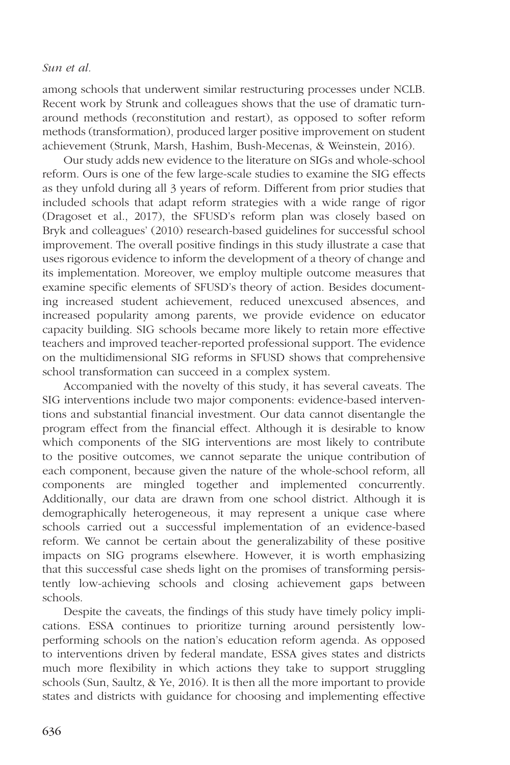among schools that underwent similar restructuring processes under NCLB. Recent work by Strunk and colleagues shows that the use of dramatic turnaround methods (reconstitution and restart), as opposed to softer reform methods (transformation), produced larger positive improvement on student achievement (Strunk, Marsh, Hashim, Bush-Mecenas, & Weinstein, 2016).

Our study adds new evidence to the literature on SIGs and whole-school reform. Ours is one of the few large-scale studies to examine the SIG effects as they unfold during all 3 years of reform. Different from prior studies that included schools that adapt reform strategies with a wide range of rigor (Dragoset et al., 2017), the SFUSD's reform plan was closely based on Bryk and colleagues' (2010) research-based guidelines for successful school improvement. The overall positive findings in this study illustrate a case that uses rigorous evidence to inform the development of a theory of change and its implementation. Moreover, we employ multiple outcome measures that examine specific elements of SFUSD's theory of action. Besides documenting increased student achievement, reduced unexcused absences, and increased popularity among parents, we provide evidence on educator capacity building. SIG schools became more likely to retain more effective teachers and improved teacher-reported professional support. The evidence on the multidimensional SIG reforms in SFUSD shows that comprehensive school transformation can succeed in a complex system.

Accompanied with the novelty of this study, it has several caveats. The SIG interventions include two major components: evidence-based interventions and substantial financial investment. Our data cannot disentangle the program effect from the financial effect. Although it is desirable to know which components of the SIG interventions are most likely to contribute to the positive outcomes, we cannot separate the unique contribution of each component, because given the nature of the whole-school reform, all components are mingled together and implemented concurrently. Additionally, our data are drawn from one school district. Although it is demographically heterogeneous, it may represent a unique case where schools carried out a successful implementation of an evidence-based reform. We cannot be certain about the generalizability of these positive impacts on SIG programs elsewhere. However, it is worth emphasizing that this successful case sheds light on the promises of transforming persistently low-achieving schools and closing achievement gaps between schools.

Despite the caveats, the findings of this study have timely policy implications. ESSA continues to prioritize turning around persistently low-performing schools on the nation's education reform agenda. As opposed to interventions driven by federal mandate, ESSA gives states and districts much more flexibility in which actions they take to support struggling schools (Sun, Saultz, & Ye, 2016). It is then all the more important to provide states and districts with guidance for choosing and implementing effective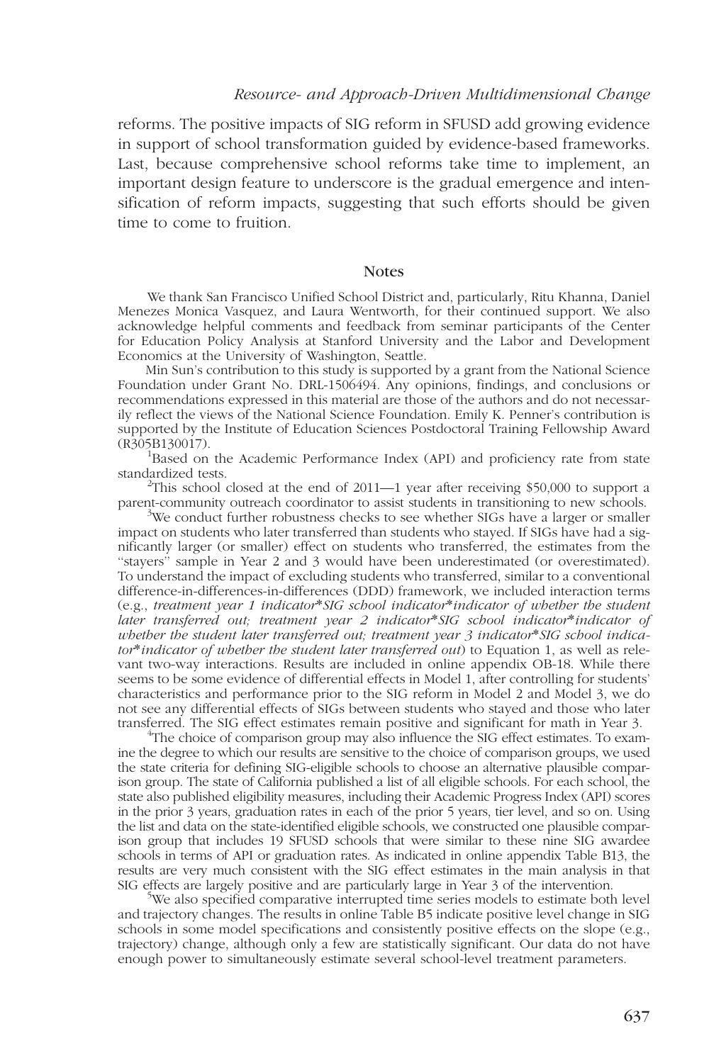reforms. The positive impacts of SIG reform in SFUSD add growing evidence in support of school transformation guided by evidence-based frameworks. Last, because comprehensive school reforms take time to implement, an important design feature to underscore is the gradual emergence and intensification of reform impacts, suggesting that such efforts should be given time to come to fruition.

## Notes

We thank San Francisco Unified School District and, particularly, Ritu Khanna, Daniel Menezes Monica Vasquez, and Laura Wentworth, for their continued support. We also acknowledge helpful comments and feedback from seminar participants of the Center for Education Policy Analysis at Stanford University and the Labor and Development Economics at the University of Washington, Seattle.

Min Sun's contribution to this study is supported by a grant from the National Science Foundation under Grant No. DRL-1506494. Any opinions, findings, and conclusions or recommendations expressed in this material are those of the authors and do not necessarily reflect the views of the National Science Foundation. Emily K. Penner's contribution is supported by the Institute of Education Sciences Postdoctoral Training Fellowship Award (R305B130017).

[1]Based on the Academic Performance Index (API) and proficiency rate from state standardized tests.

[2]This school closed at the end of 2011—1 year after receiving $50,000 to support a parent-community outreach coordinator to assist students in transitioning to new schools.

[3]We conduct further robustness checks to see whether SIGs have a larger or smaller impact on students who later transferred than students who stayed. If SIGs have had a significantly larger (or smaller) effect on students who transferred, the estimates from the "stayers" sample in Year 2 and 3 would have been underestimated (or overestimated). To understand the impact of excluding students who transferred, similar to a conventional difference-in-differences-in-differences (DDD) framework, we included interaction terms (e.g., *treatment year 1 indicator*SIG school indicator*indicator of whether the student later transferred out; treatment year 2 indicator*SIG school indicator*indicator of whether the student later transferred out; treatment year 3 indicator*SIG school indicator*indicator of whether the student later transferred out*) to Equation 1, as well as relevant two-way interactions. Results are included in online appendix OB-18. While there seems to be some evidence of differential effects in Model 1, after controlling for students' characteristics and performance prior to the SIG reform in Model 2 and Model 3, we do not see any differential effects of SIGs between students who stayed and those who later transferred. The SIG effect estimates remain positive and significant for math in Year 3.

[4]The choice of comparison group may also influence the SIG effect estimates. To examine the degree to which our results are sensitive to the choice of comparison groups, we used the state criteria for defining SIG-eligible schools to choose an alternative plausible comparison group. The state of California published a list of all eligible schools. For each school, the state also published eligibility measures, including their Academic Progress Index (API) scores in the prior 3 years, graduation rates in each of the prior 5 years, tier level, and so on. Using the list and data on the state-identified eligible schools, we constructed one plausible comparison group that includes 19 SFUSD schools that were similar to these nine SIG awardee schools in terms of API or graduation rates. As indicated in online appendix Table B13, the results are very much consistent with the SIG effect estimates in the main analysis in that SIG effects are largely positive and are particularly large in Year 3 of the intervention.

[5]We also specified comparative interrupted time series models to estimate both level and trajectory changes. The results in online Table B5 indicate positive level change in SIG schools in some model specifications and consistently positive effects on the slope (e.g., trajectory) change, although only a few are statistically significant. Our data do not have enough power to simultaneously estimate several school-level treatment parameters.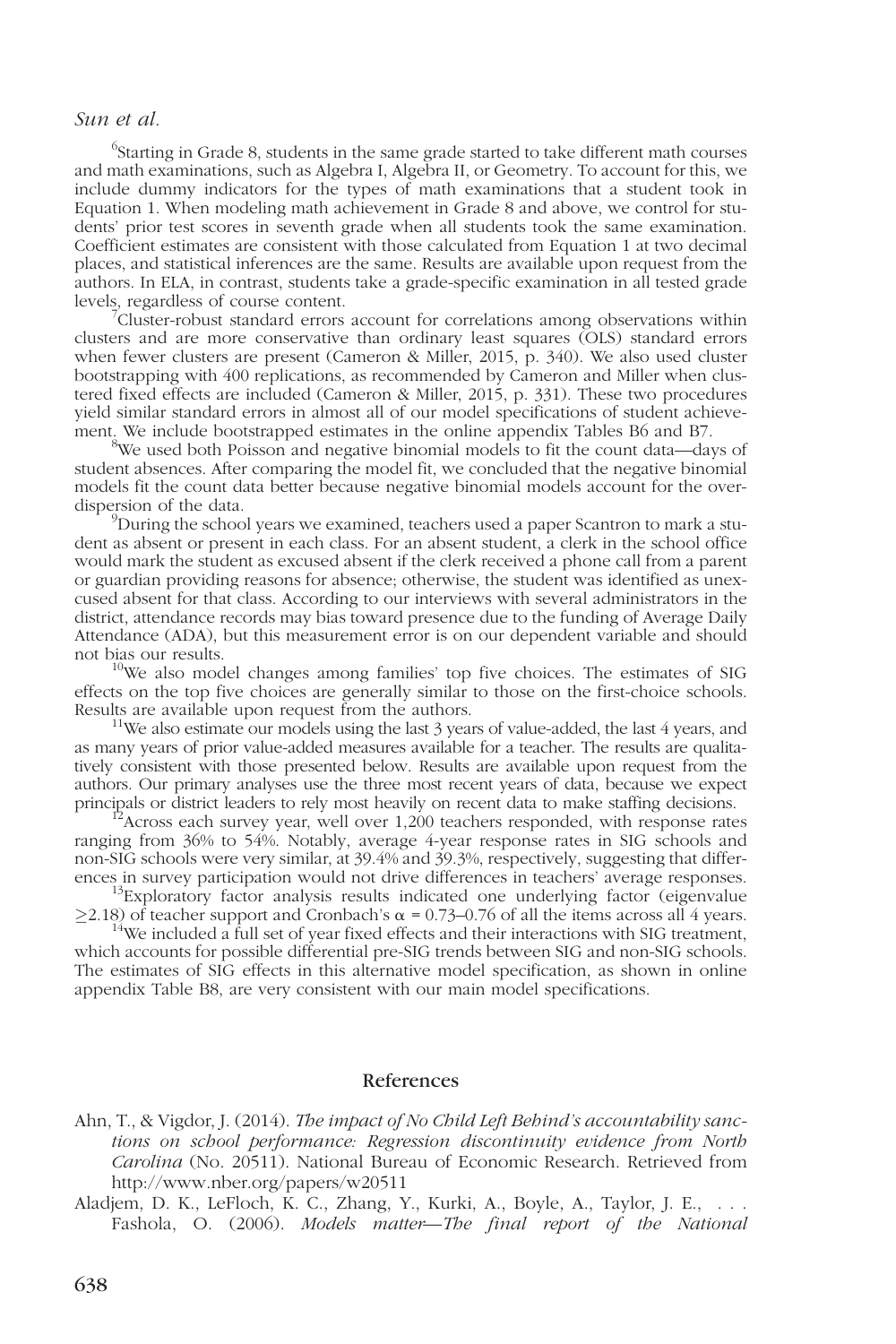[6]Starting in Grade 8, students in the same grade started to take different math courses and math examinations, such as Algebra I, Algebra II, or Geometry. To account for this, we include dummy indicators for the types of math examinations that a student took in Equation 1. When modeling math achievement in Grade 8 and above, we control for students' prior test scores in seventh grade when all students took the same examination. Coefficient estimates are consistent with those calculated from Equation 1 at two decimal places, and statistical inferences are the same. Results are available upon request from the authors. In ELA, in contrast, students take a grade-specific examination in all tested grade levels, regardless of course content.

[7]Cluster-robust standard errors account for correlations among observations within clusters and are more conservative than ordinary least squares (OLS) standard errors when fewer clusters are present (Cameron & Miller, 2015, p. 340). We also used cluster bootstrapping with 400 replications, as recommended by Cameron and Miller when clustered fixed effects are included (Cameron & Miller, 2015, p. 331). These two procedures yield similar standard errors in almost all of our model specifications of student achievement. We include bootstrapped estimates in the online appendix Tables B6 and B7.

[8]We used both Poisson and negative binomial models to fit the count data—days of student absences. After comparing the model fit, we concluded that the negative binomial models fit the count data better because negative binomial models account for the overdispersion of the data.

[9]During the school years we examined, teachers used a paper Scantron to mark a student as absent or present in each class. For an absent student, a clerk in the school office would mark the student as excused absent if the clerk received a phone call from a parent or guardian providing reasons for absence; otherwise, the student was identified as unexcused absent for that class. According to our interviews with several administrators in the district, attendance records may bias toward presence due to the funding of Average Daily Attendance (ADA), but this measurement error is on our dependent variable and should not bias our results.

[10]We also model changes among families' top five choices. The estimates of SIG effects on the top five choices are generally similar to those on the first-choice schools. Results are available upon request from the authors.

[11]We also estimate our models using the last 3 years of value-added, the last 4 years, and as many years of prior value-added measures available for a teacher. The results are qualitatively consistent with those presented below. Results are available upon request from the authors. Our primary analyses use the three most recent years of data, because we expect principals or district leaders to rely most heavily on recent data to make staffing decisions.

[12]Across each survey year, well over 1,200 teachers responded, with response rates ranging from 36% to 54%. Notably, average 4-year response rates in SIG schools and non-SIG schools were very similar, at 39.4% and 39.3%, respectively, suggesting that differences in survey participation would not drive differences in teachers' average responses.

[13]Exploratory factor analysis results indicated one underlying factor (eigenvalue $\geq 2.18$) of teacher support and Cronbach's $\alpha = 0.73$–$0.76$ of all the items across all 4 years.

[14]We included a full set of year fixed effects and their interactions with SIG treatment, which accounts for possible differential pre-SIG trends between SIG and non-SIG schools. The estimates of SIG effects in this alternative model specification, as shown in online appendix Table B8, are very consistent with our main model specifications.

## References

Ahn, T., & Vigdor, J. (2014). *The impact of No Child Left Behind's accountability sanctions on school performance: Regression discontinuity evidence from North Carolina* (No. 20511). National Bureau of Economic Research. Retrieved from http://www.nber.org/papers/w20511

Aladjem, D. K., LeFloch, K. C., Zhang, Y., Kurki, A., Boyle, A., Taylor, J. E., . . . Fashola, O. (2006). *Models matter—The final report of the National*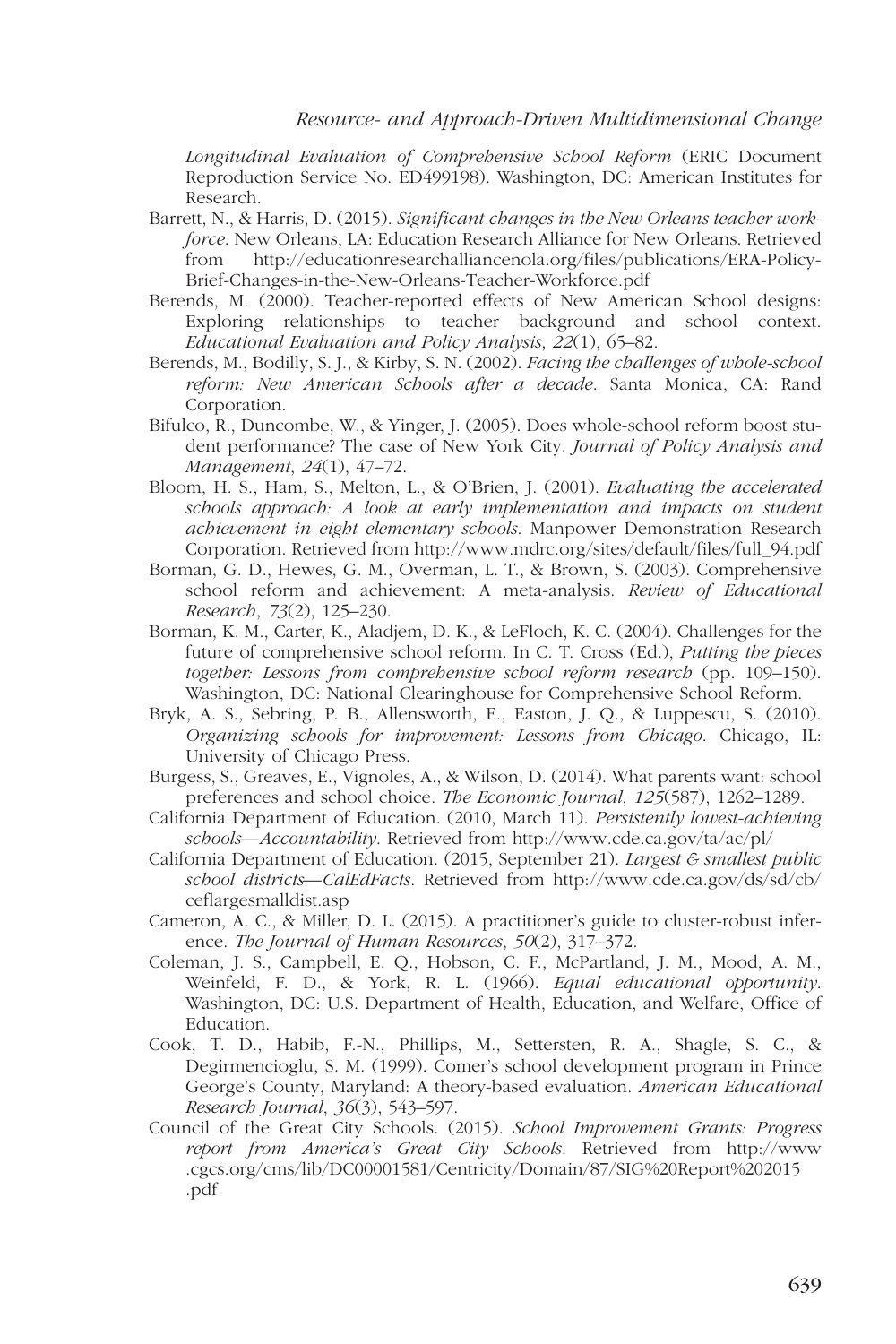*Longitudinal Evaluation of Comprehensive School Reform* (ERIC Document Reproduction Service No. ED499198). Washington, DC: American Institutes for Research.

Barrett, N., & Harris, D. (2015). *Significant changes in the New Orleans teacher workforce*. New Orleans, LA: Education Research Alliance for New Orleans. Retrieved from http://educationresearchalliancenola.org/files/publications/ERA-Policy-Brief-Changes-in-the-New-Orleans-Teacher-Workforce.pdf

Berends, M. (2000). Teacher-reported effects of New American School designs: Exploring relationships to teacher background and school context. *Educational Evaluation and Policy Analysis*, *22*(1), 65–82.

Berends, M., Bodilly, S. J., & Kirby, S. N. (2002). *Facing the challenges of whole-school reform: New American Schools after a decade*. Santa Monica, CA: Rand Corporation.

Bifulco, R., Duncombe, W., & Yinger, J. (2005). Does whole-school reform boost student performance? The case of New York City. *Journal of Policy Analysis and Management*, *24*(1), 47–72.

Bloom, H. S., Ham, S., Melton, L., & O'Brien, J. (2001). *Evaluating the accelerated schools approach: A look at early implementation and impacts on student achievement in eight elementary schools*. Manpower Demonstration Research Corporation. Retrieved from http://www.mdrc.org/sites/default/files/full_94.pdf

Borman, G. D., Hewes, G. M., Overman, L. T., & Brown, S. (2003). Comprehensive school reform and achievement: A meta-analysis. *Review of Educational Research*, *73*(2), 125–230.

Borman, K. M., Carter, K., Aladjem, D. K., & LeFloch, K. C. (2004). Challenges for the future of comprehensive school reform. In C. T. Cross (Ed.), *Putting the pieces together: Lessons from comprehensive school reform research* (pp. 109–150). Washington, DC: National Clearinghouse for Comprehensive School Reform.

Bryk, A. S., Sebring, P. B., Allensworth, E., Easton, J. Q., & Luppescu, S. (2010). *Organizing schools for improvement: Lessons from Chicago*. Chicago, IL: University of Chicago Press.

Burgess, S., Greaves, E., Vignoles, A., & Wilson, D. (2014). What parents want: school preferences and school choice. *The Economic Journal*, *125*(587), 1262–1289.

California Department of Education. (2010, March 11). *Persistently lowest-achieving schools—Accountability*. Retrieved from http://www.cde.ca.gov/ta/ac/pl/

California Department of Education. (2015, September 21). *Largest & smallest public school districts—CalEdFacts*. Retrieved from http://www.cde.ca.gov/ds/sd/cb/ceflargesmalldist.asp

Cameron, A. C., & Miller, D. L. (2015). A practitioner's guide to cluster-robust inference. *The Journal of Human Resources*, *50*(2), 317–372.

Coleman, J. S., Campbell, E. Q., Hobson, C. F., McPartland, J. M., Mood, A. M., Weinfeld, F. D., & York, R. L. (1966). *Equal educational opportunity*. Washington, DC: U.S. Department of Health, Education, and Welfare, Office of Education.

Cook, T. D., Habib, F.-N., Phillips, M., Settersten, R. A., Shagle, S. C., & Degirmencioglu, S. M. (1999). Comer's school development program in Prince George's County, Maryland: A theory-based evaluation. *American Educational Research Journal*, *36*(3), 543–597.

Council of the Great City Schools. (2015). *School Improvement Grants: Progress report from America's Great City Schools*. Retrieved from http://www.cgcs.org/cms/lib/DC00001581/Centricity/Domain/87/SIG%20Report%202015.pdf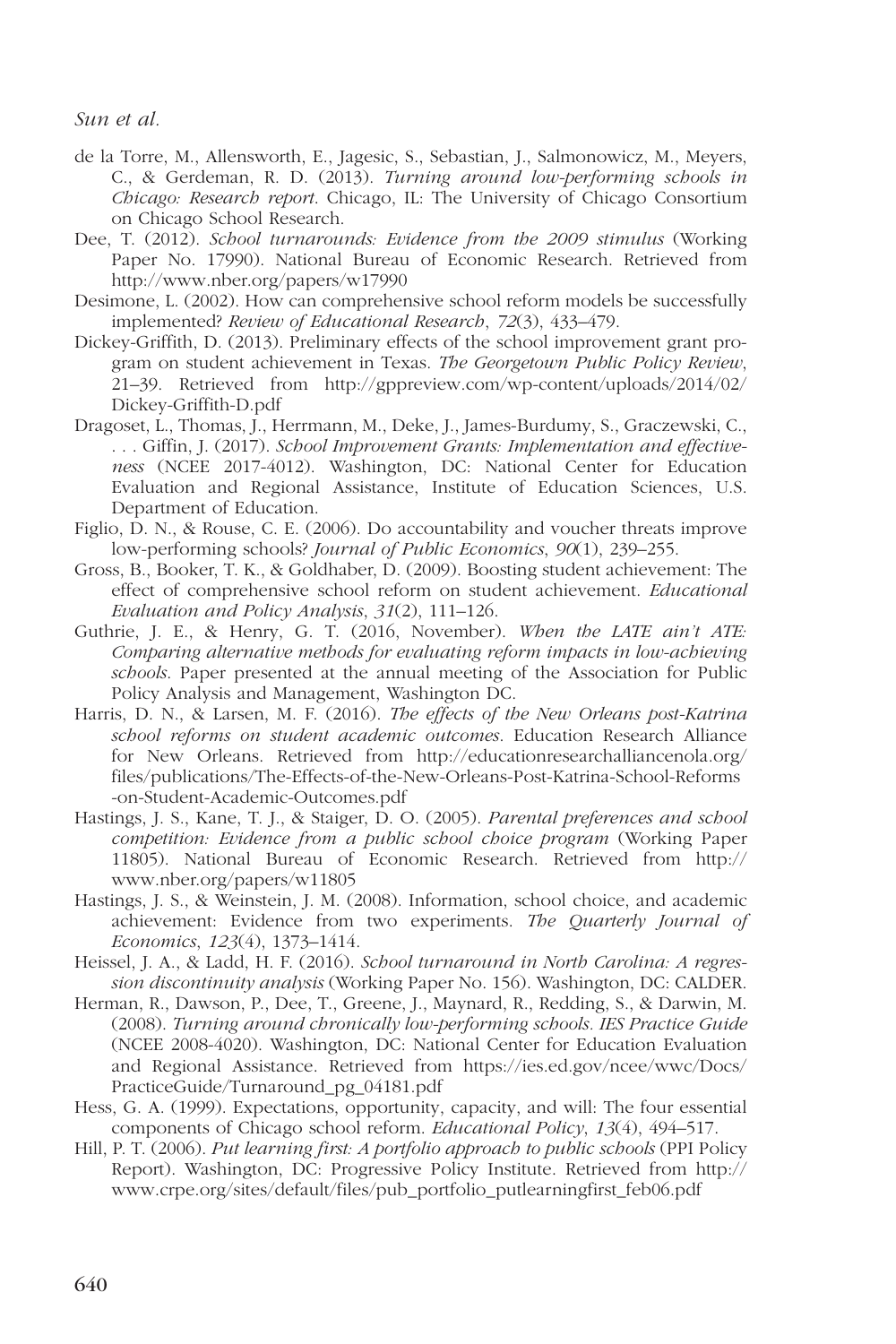de la Torre, M., Allensworth, E., Jagesic, S., Sebastian, J., Salmonowicz, M., Meyers, C., & Gerdeman, R. D. (2013). *Turning around low-performing schools in Chicago: Research report*. Chicago, IL: The University of Chicago Consortium on Chicago School Research.

Dee, T. (2012). *School turnarounds: Evidence from the 2009 stimulus* (Working Paper No. 17990). National Bureau of Economic Research. Retrieved from http://www.nber.org/papers/w17990

Desimone, L. (2002). How can comprehensive school reform models be successfully implemented? *Review of Educational Research*, *72*(3), 433–479.

Dickey-Griffith, D. (2013). Preliminary effects of the school improvement grant program on student achievement in Texas. *The Georgetown Public Policy Review*, 21–39. Retrieved from http://gppreview.com/wp-content/uploads/2014/02/Dickey-Griffith-D.pdf

Dragoset, L., Thomas, J., Herrmann, M., Deke, J., James-Burdumy, S., Graczewski, C., . . . Giffin, J. (2017). *School Improvement Grants: Implementation and effectiveness* (NCEE 2017-4012). Washington, DC: National Center for Education Evaluation and Regional Assistance, Institute of Education Sciences, U.S. Department of Education.

Figlio, D. N., & Rouse, C. E. (2006). Do accountability and voucher threats improve low-performing schools? *Journal of Public Economics*, *90*(1), 239–255.

Gross, B., Booker, T. K., & Goldhaber, D. (2009). Boosting student achievement: The effect of comprehensive school reform on student achievement. *Educational Evaluation and Policy Analysis*, *31*(2), 111–126.

Guthrie, J. E., & Henry, G. T. (2016, November). *When the LATE ain't ATE: Comparing alternative methods for evaluating reform impacts in low-achieving schools*. Paper presented at the annual meeting of the Association for Public Policy Analysis and Management, Washington DC.

Harris, D. N., & Larsen, M. F. (2016). *The effects of the New Orleans post-Katrina school reforms on student academic outcomes*. Education Research Alliance for New Orleans. Retrieved from http://educationresearchalliancenola.org/files/publications/The-Effects-of-the-New-Orleans-Post-Katrina-School-Reforms-on-Student-Academic-Outcomes.pdf

Hastings, J. S., Kane, T. J., & Staiger, D. O. (2005). *Parental preferences and school competition: Evidence from a public school choice program* (Working Paper 11805). National Bureau of Economic Research. Retrieved from http://www.nber.org/papers/w11805

Hastings, J. S., & Weinstein, J. M. (2008). Information, school choice, and academic achievement: Evidence from two experiments. *The Quarterly Journal of Economics*, *123*(4), 1373–1414.

Heissel, J. A., & Ladd, H. F. (2016). *School turnaround in North Carolina: A regression discontinuity analysis* (Working Paper No. 156). Washington, DC: CALDER.

Herman, R., Dawson, P., Dee, T., Greene, J., Maynard, R., Redding, S., & Darwin, M. (2008). *Turning around chronically low-performing schools. IES Practice Guide* (NCEE 2008-4020). Washington, DC: National Center for Education Evaluation and Regional Assistance. Retrieved from https://ies.ed.gov/ncee/wwc/Docs/PracticeGuide/Turnaround_pg_04181.pdf

Hess, G. A. (1999). Expectations, opportunity, capacity, and will: The four essential components of Chicago school reform. *Educational Policy*, *13*(4), 494–517.

Hill, P. T. (2006). *Put learning first: A portfolio approach to public schools* (PPI Policy Report). Washington, DC: Progressive Policy Institute. Retrieved from http://www.crpe.org/sites/default/files/pub_portfolio_putlearningfirst_feb06.pdf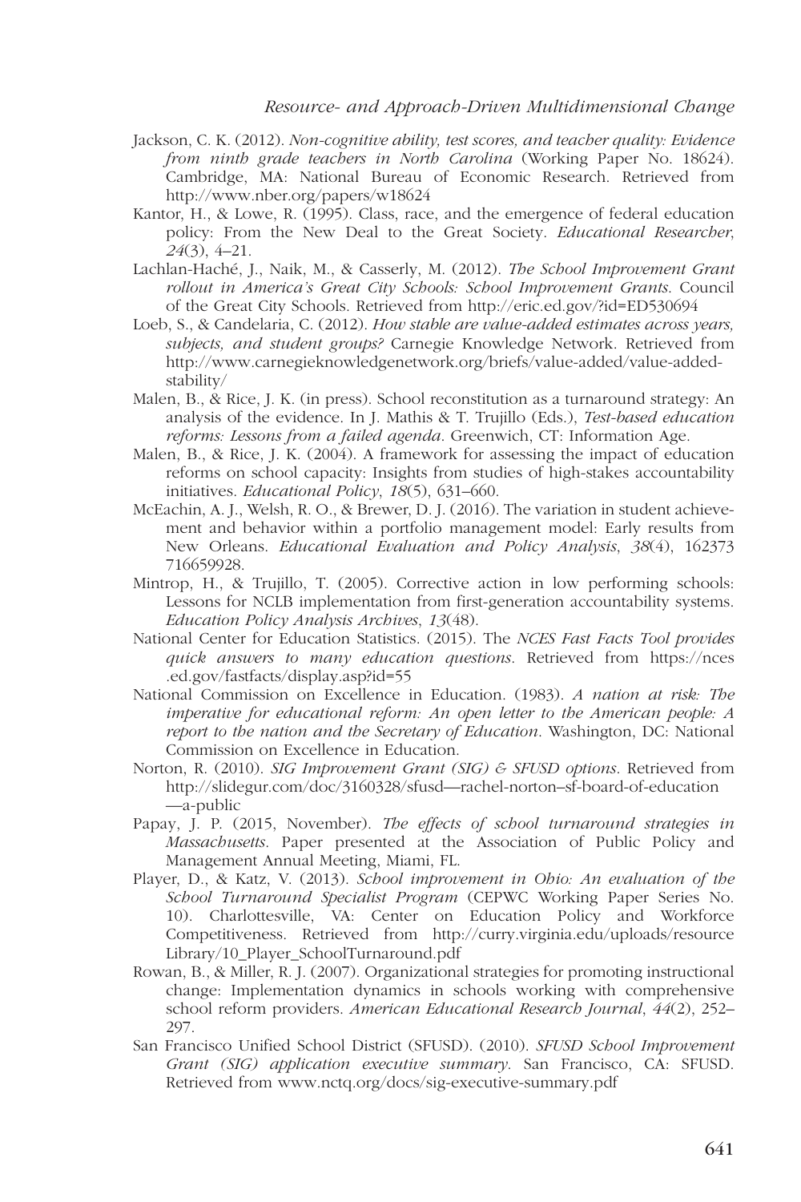Jackson, C. K. (2012). *Non-cognitive ability, test scores, and teacher quality: Evidence from ninth grade teachers in North Carolina* (Working Paper No. 18624). Cambridge, MA: National Bureau of Economic Research. Retrieved from http://www.nber.org/papers/w18624

Kantor, H., & Lowe, R. (1995). Class, race, and the emergence of federal education policy: From the New Deal to the Great Society. *Educational Researcher*, *24*(3), 4–21.

Lachlan-Haché, J., Naik, M., & Casserly, M. (2012). *The School Improvement Grant rollout in America's Great City Schools: School Improvement Grants*. Council of the Great City Schools. Retrieved from http://eric.ed.gov/?id=ED530694

Loeb, S., & Candelaria, C. (2012). *How stable are value-added estimates across years, subjects, and student groups?* Carnegie Knowledge Network. Retrieved from http://www.carnegieknowledgenetwork.org/briefs/value-added/value-added-stability/

Malen, B., & Rice, J. K. (in press). School reconstitution as a turnaround strategy: An analysis of the evidence. In J. Mathis & T. Trujillo (Eds.), *Test-based education reforms: Lessons from a failed agenda*. Greenwich, CT: Information Age.

Malen, B., & Rice, J. K. (2004). A framework for assessing the impact of education reforms on school capacity: Insights from studies of high-stakes accountability initiatives. *Educational Policy*, *18*(5), 631–660.

McEachin, A. J., Welsh, R. O., & Brewer, D. J. (2016). The variation in student achievement and behavior within a portfolio management model: Early results from New Orleans. *Educational Evaluation and Policy Analysis*, *38*(4), 162373 716659928.

Mintrop, H., & Trujillo, T. (2005). Corrective action in low performing schools: Lessons for NCLB implementation from first-generation accountability systems. *Education Policy Analysis Archives*, *13*(48).

National Center for Education Statistics. (2015). The *NCES Fast Facts Tool provides quick answers to many education questions*. Retrieved from https://nces.ed.gov/fastfacts/display.asp?id=55

National Commission on Excellence in Education. (1983). *A nation at risk: The imperative for educational reform: An open letter to the American people: A report to the nation and the Secretary of Education*. Washington, DC: National Commission on Excellence in Education.

Norton, R. (2010). *SIG Improvement Grant (SIG) & SFUSD options*. Retrieved from http://slidegur.com/doc/3160328/sfusd—rachel-norton–sf-board-of-education—a-public

Papay, J. P. (2015, November). *The effects of school turnaround strategies in Massachusetts*. Paper presented at the Association of Public Policy and Management Annual Meeting, Miami, FL.

Player, D., & Katz, V. (2013). *School improvement in Ohio: An evaluation of the School Turnaround Specialist Program* (CEPWC Working Paper Series No. 10). Charlottesville, VA: Center on Education Policy and Workforce Competitiveness. Retrieved from http://curry.virginia.edu/uploads/resourceLibrary/10_Player_SchoolTurnaround.pdf

Rowan, B., & Miller, R. J. (2007). Organizational strategies for promoting instructional change: Implementation dynamics in schools working with comprehensive school reform providers. *American Educational Research Journal*, *44*(2), 252–297.

San Francisco Unified School District (SFUSD). (2010). *SFUSD School Improvement Grant (SIG) application executive summary*. San Francisco, CA: SFUSD. Retrieved from www.nctq.org/docs/sig-executive-summary.pdf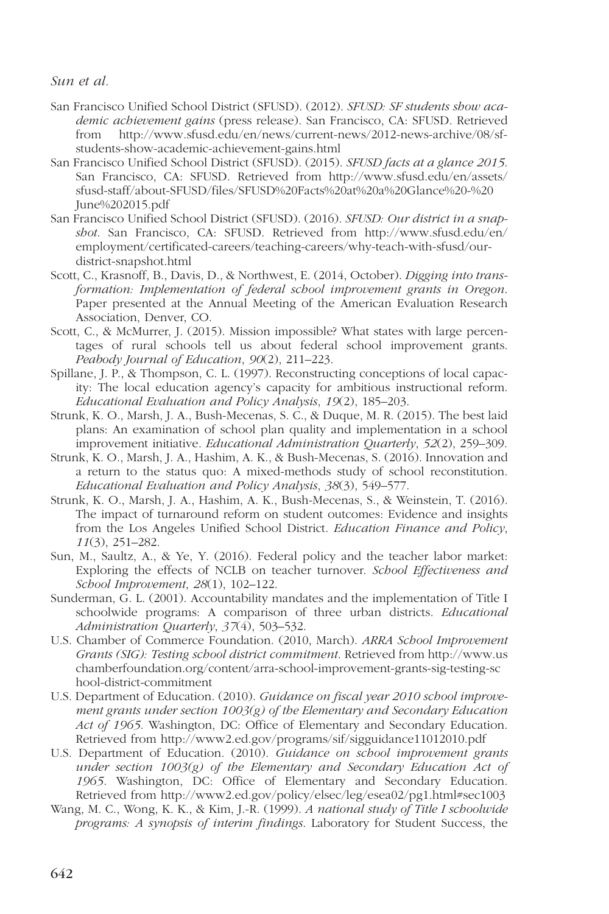San Francisco Unified School District (SFUSD). (2012). *SFUSD: SF students show academic achievement gains* (press release). San Francisco, CA: SFUSD. Retrieved from http://www.sfusd.edu/en/news/current-news/2012-news-archive/08/sf-students-show-academic-achievement-gains.html

San Francisco Unified School District (SFUSD). (2015). *SFUSD facts at a glance 2015.* San Francisco, CA: SFUSD. Retrieved from http://www.sfusd.edu/en/assets/sfusd-staff/about-SFUSD/files/SFUSD%20Facts%20at%20a%20Glance%20-%20June%202015.pdf

San Francisco Unified School District (SFUSD). (2016). *SFUSD: Our district in a snapshot*. San Francisco, CA: SFUSD. Retrieved from http://www.sfusd.edu/en/employment/certificated-careers/teaching-careers/why-teach-with-sfusd/our-district-snapshot.html

Scott, C., Krasnoff, B., Davis, D., & Northwest, E. (2014, October). *Digging into transformation: Implementation of federal school improvement grants in Oregon*. Paper presented at the Annual Meeting of the American Evaluation Research Association, Denver, CO.

Scott, C., & McMurrer, J. (2015). Mission impossible? What states with large percentages of rural schools tell us about federal school improvement grants. *Peabody Journal of Education*, *90*(2), 211–223.

Spillane, J. P., & Thompson, C. L. (1997). Reconstructing conceptions of local capacity: The local education agency's capacity for ambitious instructional reform. *Educational Evaluation and Policy Analysis*, *19*(2), 185–203.

Strunk, K. O., Marsh, J. A., Bush-Mecenas, S. C., & Duque, M. R. (2015). The best laid plans: An examination of school plan quality and implementation in a school improvement initiative. *Educational Administration Quarterly*, *52*(2), 259–309.

Strunk, K. O., Marsh, J. A., Hashim, A. K., & Bush-Mecenas, S. (2016). Innovation and a return to the status quo: A mixed-methods study of school reconstitution. *Educational Evaluation and Policy Analysis*, *38*(3), 549–577.

Strunk, K. O., Marsh, J. A., Hashim, A. K., Bush-Mecenas, S., & Weinstein, T. (2016). The impact of turnaround reform on student outcomes: Evidence and insights from the Los Angeles Unified School District. *Education Finance and Policy*, *11*(3), 251–282.

Sun, M., Saultz, A., & Ye, Y. (2016). Federal policy and the teacher labor market: Exploring the effects of NCLB on teacher turnover. *School Effectiveness and School Improvement*, *28*(1), 102–122.

Sunderman, G. L. (2001). Accountability mandates and the implementation of Title I schoolwide programs: A comparison of three urban districts. *Educational Administration Quarterly*, *37*(4), 503–532.

U.S. Chamber of Commerce Foundation. (2010, March). *ARRA School Improvement Grants (SIG): Testing school district commitment*. Retrieved from http://www.uschamberfoundation.org/content/arra-school-improvement-grants-sig-testing-school-district-commitment

U.S. Department of Education. (2010). *Guidance on fiscal year 2010 school improvement grants under section 1003(g) of the Elementary and Secondary Education Act of 1965.* Washington, DC: Office of Elementary and Secondary Education. Retrieved from http://www2.ed.gov/programs/sif/sigguidance11012010.pdf

U.S. Department of Education. (2010). *Guidance on school improvement grants under section 1003(g) of the Elementary and Secondary Education Act of 1965*. Washington, DC: Office of Elementary and Secondary Education. Retrieved from http://www2.ed.gov/policy/elsec/leg/esea02/pg1.html#sec1003

Wang, M. C., Wong, K. K., & Kim, J.-R. (1999). *A national study of Title I schoolwide programs: A synopsis of interim findings*. Laboratory for Student Success, the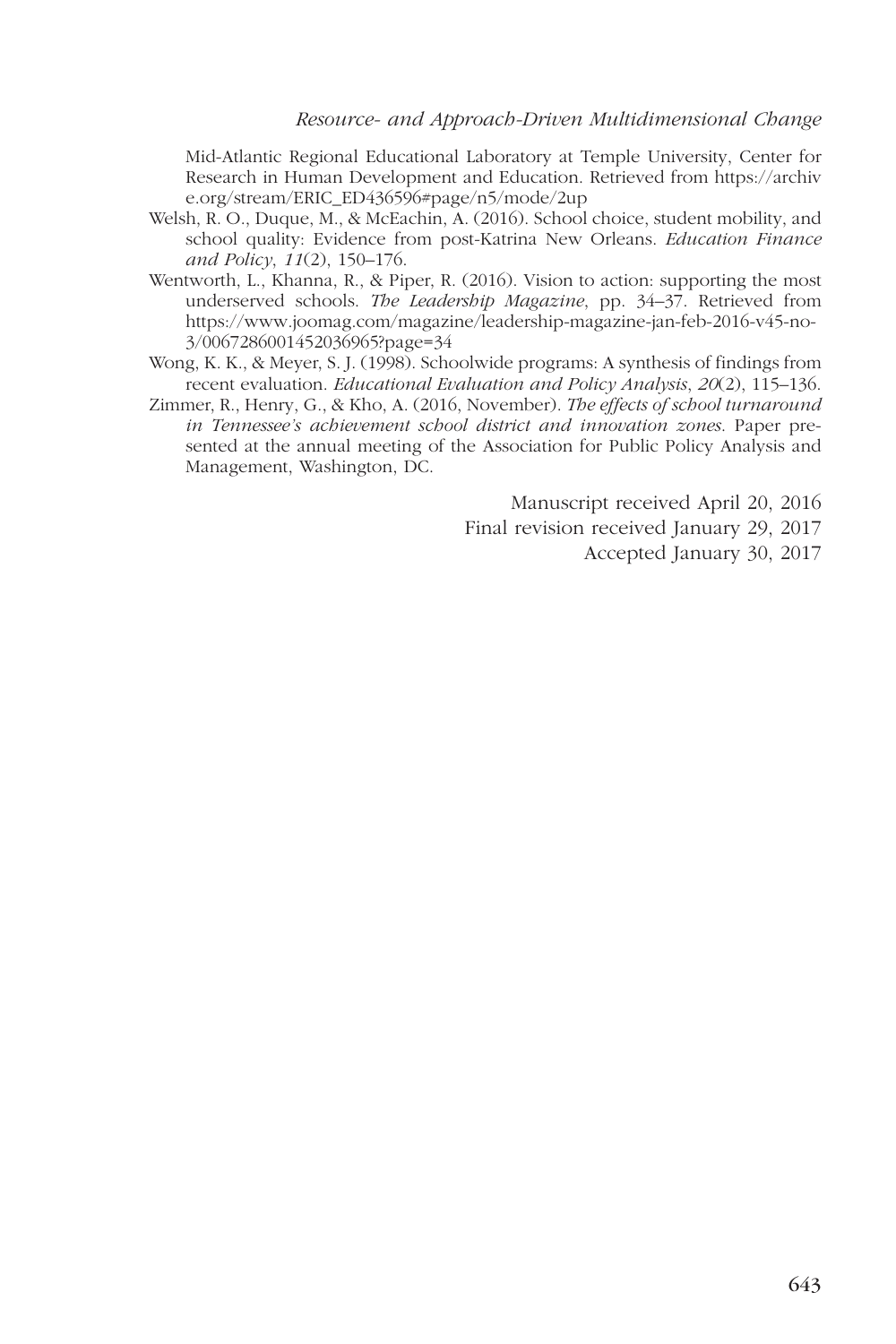Mid-Atlantic Regional Educational Laboratory at Temple University, Center for Research in Human Development and Education. Retrieved from https://archive.org/stream/ERIC_ED436596#page/n5/mode/2up

Welsh, R. O., Duque, M., & McEachin, A. (2016). School choice, student mobility, and school quality: Evidence from post-Katrina New Orleans. *Education Finance and Policy*, *11*(2), 150–176.

Wentworth, L., Khanna, R., & Piper, R. (2016). Vision to action: supporting the most underserved schools. *The Leadership Magazine*, pp. 34–37. Retrieved from https://www.joomag.com/magazine/leadership-magazine-jan-feb-2016-v45-no-3/0067286001452036965?page=34

Wong, K. K., & Meyer, S. J. (1998). Schoolwide programs: A synthesis of findings from recent evaluation. *Educational Evaluation and Policy Analysis*, *20*(2), 115–136.

Zimmer, R., Henry, G., & Kho, A. (2016, November). *The effects of school turnaround in Tennessee's achievement school district and innovation zones*. Paper presented at the annual meeting of the Association for Public Policy Analysis and Management, Washington, DC.

Manuscript received April 20, 2016
Final revision received January 29, 2017
Accepted January 30, 2017